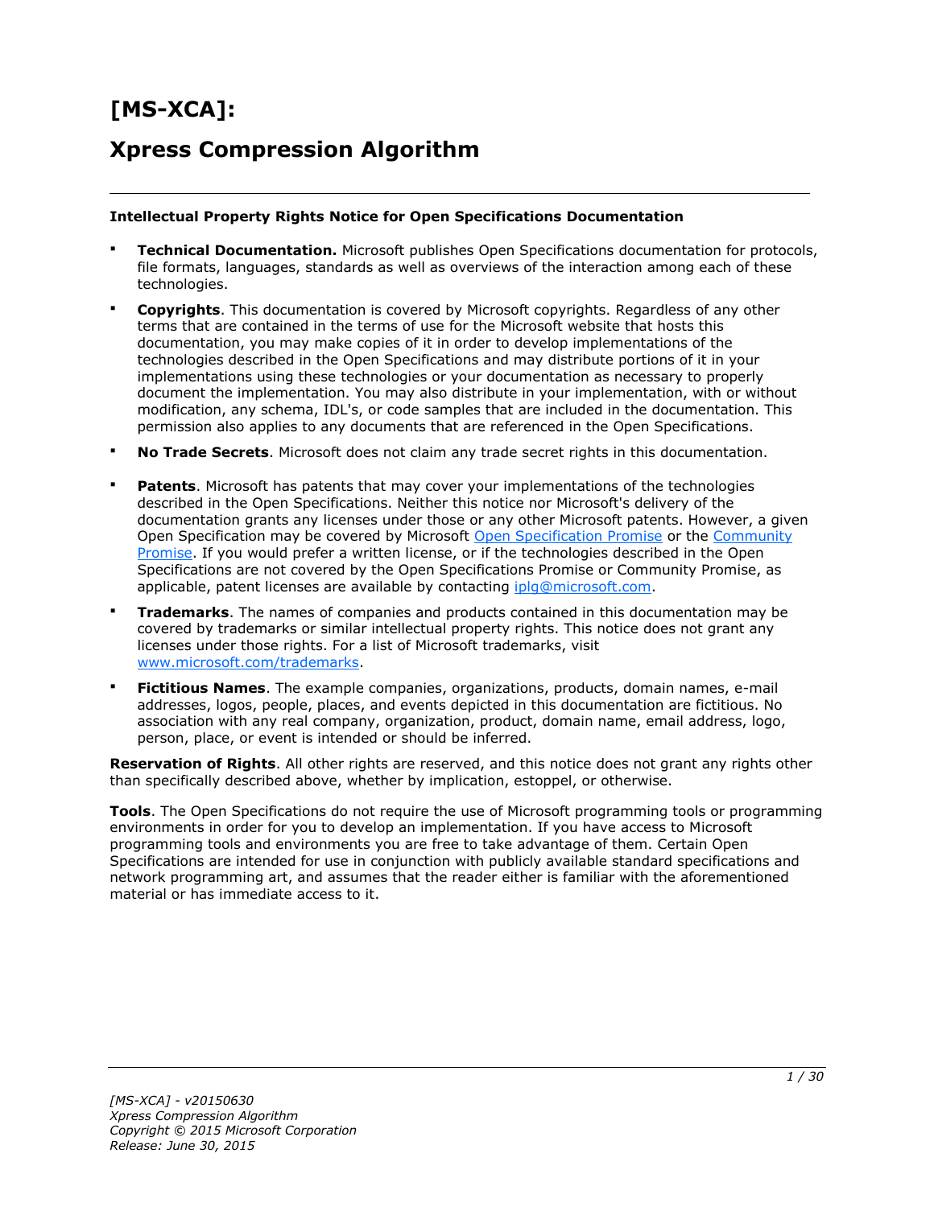# [MS-XCA]:

# Xpress Compression Algorithm

---

**Intellectual Property Rights Notice for Open Specifications Documentation**

- **Technical Documentation.** Microsoft publishes Open Specifications documentation for protocols, file formats, languages, standards as well as overviews of the interaction among each of these technologies.
- **Copyrights**. This documentation is covered by Microsoft copyrights. Regardless of any other terms that are contained in the terms of use for the Microsoft website that hosts this documentation, you may make copies of it in order to develop implementations of the technologies described in the Open Specifications and may distribute portions of it in your implementations using these technologies or your documentation as necessary to properly document the implementation. You may also distribute in your implementation, with or without modification, any schema, IDL's, or code samples that are included in the documentation. This permission also applies to any documents that are referenced in the Open Specifications.
- **No Trade Secrets**. Microsoft does not claim any trade secret rights in this documentation.
- **Patents**. Microsoft has patents that may cover your implementations of the technologies described in the Open Specifications. Neither this notice nor Microsoft's delivery of the documentation grants any licenses under those or any other Microsoft patents. However, a given Open Specification may be covered by Microsoft Open Specification Promise or the Community Promise. If you would prefer a written license, or if the technologies described in the Open Specifications are not covered by the Open Specifications Promise or Community Promise, as applicable, patent licenses are available by contacting iplg@microsoft.com.
- **Trademarks**. The names of companies and products contained in this documentation may be covered by trademarks or similar intellectual property rights. This notice does not grant any licenses under those rights. For a list of Microsoft trademarks, visit www.microsoft.com/trademarks.
- **Fictitious Names**. The example companies, organizations, products, domain names, e-mail addresses, logos, people, places, and events depicted in this documentation are fictitious. No association with any real company, organization, product, domain name, email address, logo, person, place, or event is intended or should be inferred.

**Reservation of Rights**. All other rights are reserved, and this notice does not grant any rights other than specifically described above, whether by implication, estoppel, or otherwise.

**Tools**. The Open Specifications do not require the use of Microsoft programming tools or programming environments in order for you to develop an implementation. If you have access to Microsoft programming tools and environments you are free to take advantage of them. Certain Open Specifications are intended for use in conjunction with publicly available standard specifications and network programming art, and assumes that the reader either is familiar with the aforementioned material or has immediate access to it.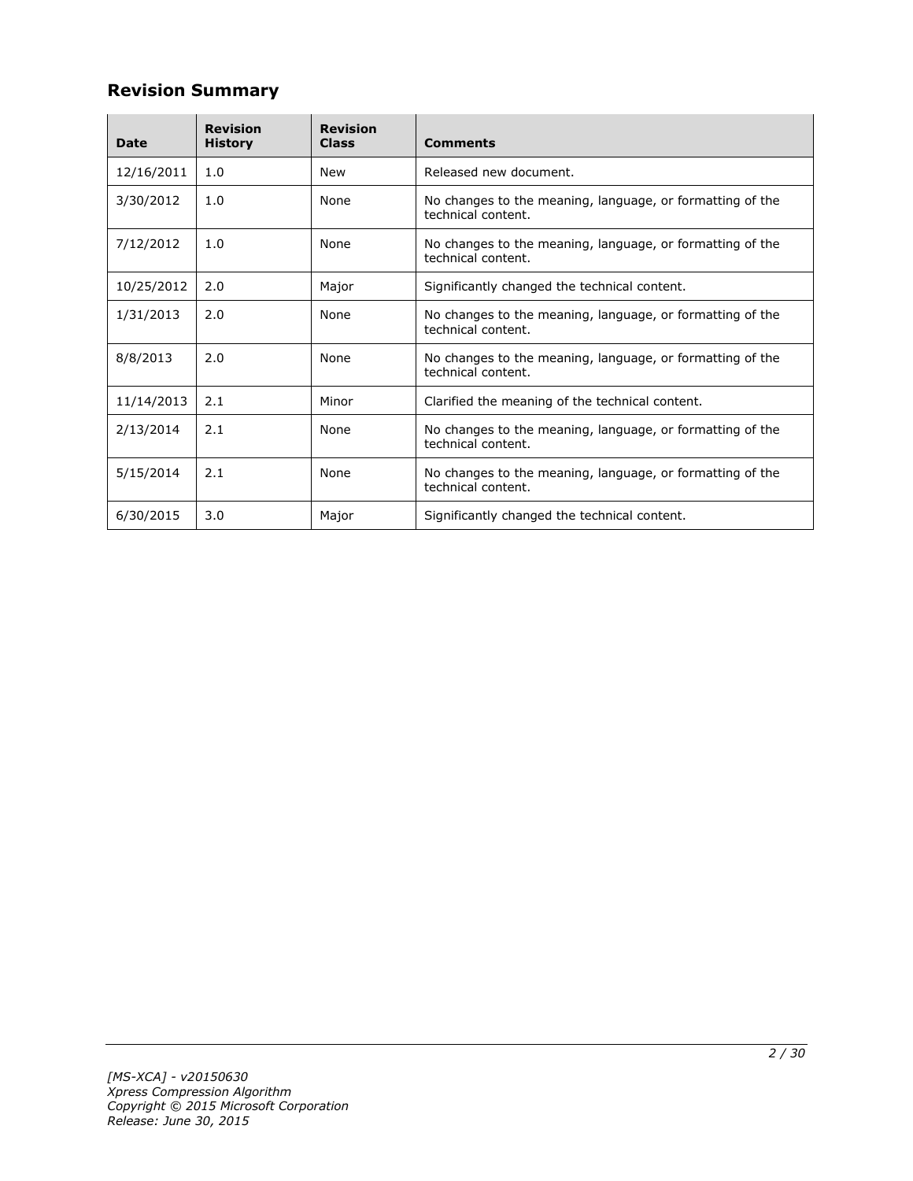## Revision Summary

| Date | Revision History | Revision Class | Comments |
|---|---|---|---|
| 12/16/2011 | 1.0 | New | Released new document. |
| 3/30/2012 | 1.0 | None | No changes to the meaning, language, or formatting of the technical content. |
| 7/12/2012 | 1.0 | None | No changes to the meaning, language, or formatting of the technical content. |
| 10/25/2012 | 2.0 | Major | Significantly changed the technical content. |
| 1/31/2013 | 2.0 | None | No changes to the meaning, language, or formatting of the technical content. |
| 8/8/2013 | 2.0 | None | No changes to the meaning, language, or formatting of the technical content. |
| 11/14/2013 | 2.1 | Minor | Clarified the meaning of the technical content. |
| 2/13/2014 | 2.1 | None | No changes to the meaning, language, or formatting of the technical content. |
| 5/15/2014 | 2.1 | None | No changes to the meaning, language, or formatting of the technical content. |
| 6/30/2015 | 3.0 | Major | Significantly changed the technical content. |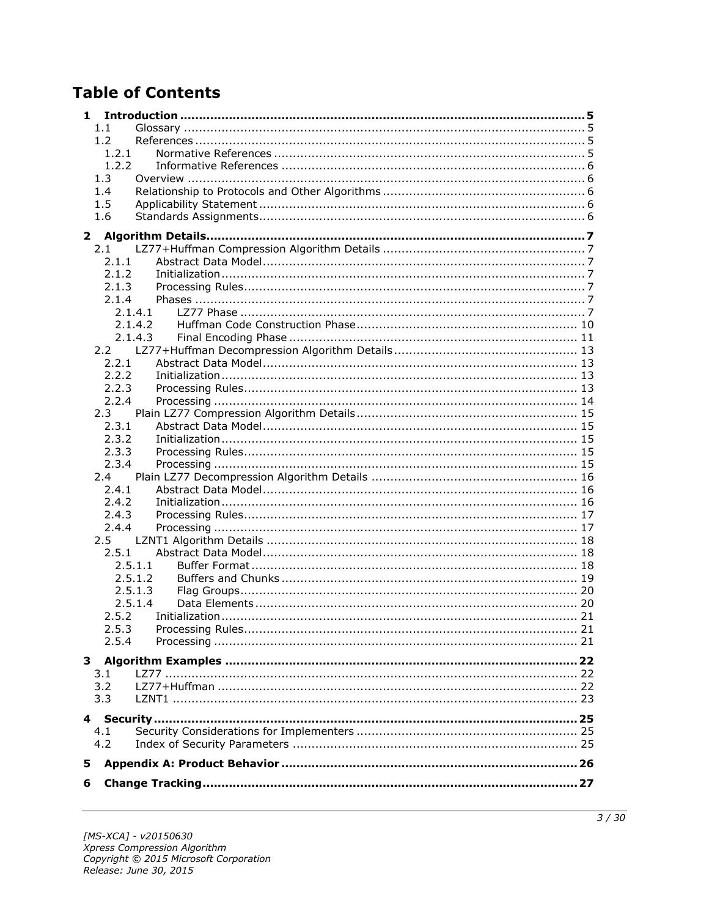# Table of Contents

- **1 Introduction .......... 5**
  - 1.1 Glossary .......... 5
  - 1.2 References .......... 5
    - 1.2.1 Normative References .......... 5
    - 1.2.2 Informative References .......... 6
  - 1.3 Overview .......... 6
  - 1.4 Relationship to Protocols and Other Algorithms .......... 6
  - 1.5 Applicability Statement .......... 6
  - 1.6 Standards Assignments .......... 6
- **2 Algorithm Details .......... 7**
  - 2.1 LZ77+Huffman Compression Algorithm Details .......... 7
    - 2.1.1 Abstract Data Model .......... 7
    - 2.1.2 Initialization .......... 7
    - 2.1.3 Processing Rules .......... 7
    - 2.1.4 Phases .......... 7
      - 2.1.4.1 LZ77 Phase .......... 7
      - 2.1.4.2 Huffman Code Construction Phase .......... 10
      - 2.1.4.3 Final Encoding Phase .......... 11
  - 2.2 LZ77+Huffman Decompression Algorithm Details .......... 13
    - 2.2.1 Abstract Data Model .......... 13
    - 2.2.2 Initialization .......... 13
    - 2.2.3 Processing Rules .......... 13
    - 2.2.4 Processing .......... 14
  - 2.3 Plain LZ77 Compression Algorithm Details .......... 15
    - 2.3.1 Abstract Data Model .......... 15
    - 2.3.2 Initialization .......... 15
    - 2.3.3 Processing Rules .......... 15
    - 2.3.4 Processing .......... 15
  - 2.4 Plain LZ77 Decompression Algorithm Details .......... 16
    - 2.4.1 Abstract Data Model .......... 16
    - 2.4.2 Initialization .......... 16
    - 2.4.3 Processing Rules .......... 17
    - 2.4.4 Processing .......... 17
  - 2.5 LZNT1 Algorithm Details .......... 18
    - 2.5.1 Abstract Data Model .......... 18
      - 2.5.1.1 Buffer Format .......... 18
      - 2.5.1.2 Buffers and Chunks .......... 19
      - 2.5.1.3 Flag Groups .......... 20
      - 2.5.1.4 Data Elements .......... 20
    - 2.5.2 Initialization .......... 21
    - 2.5.3 Processing Rules .......... 21
    - 2.5.4 Processing .......... 21
- **3 Algorithm Examples .......... 22**
  - 3.1 LZ77 .......... 22
  - 3.2 LZ77+Huffman .......... 22
  - 3.3 LZNT1 .......... 23
- **4 Security .......... 25**
  - 4.1 Security Considerations for Implementers .......... 25
  - 4.2 Index of Security Parameters .......... 25
- **5 Appendix A: Product Behavior .......... 26**
- **6 Change Tracking .......... 27**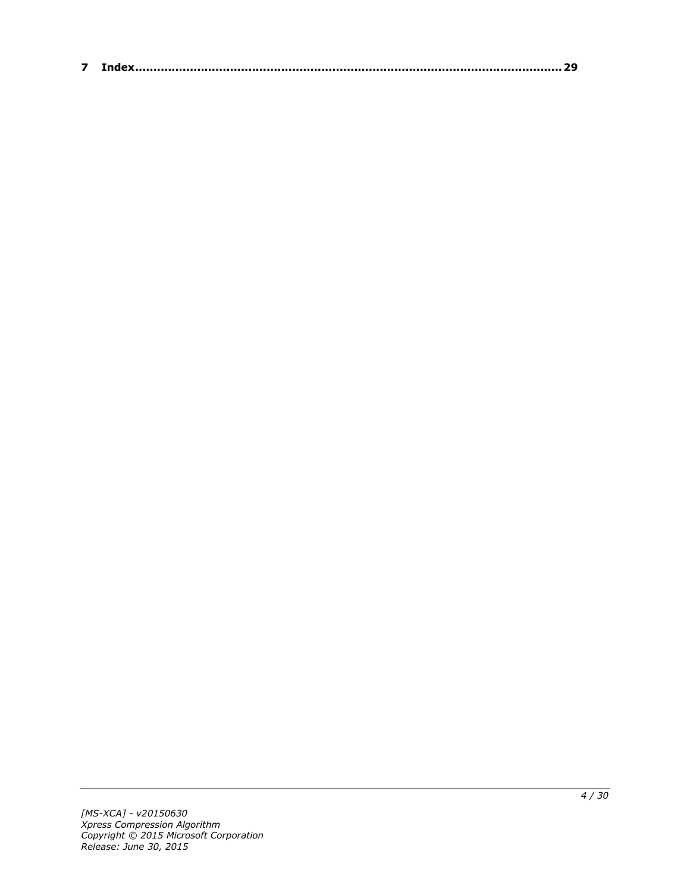**7 Index........................................................................................................ 29**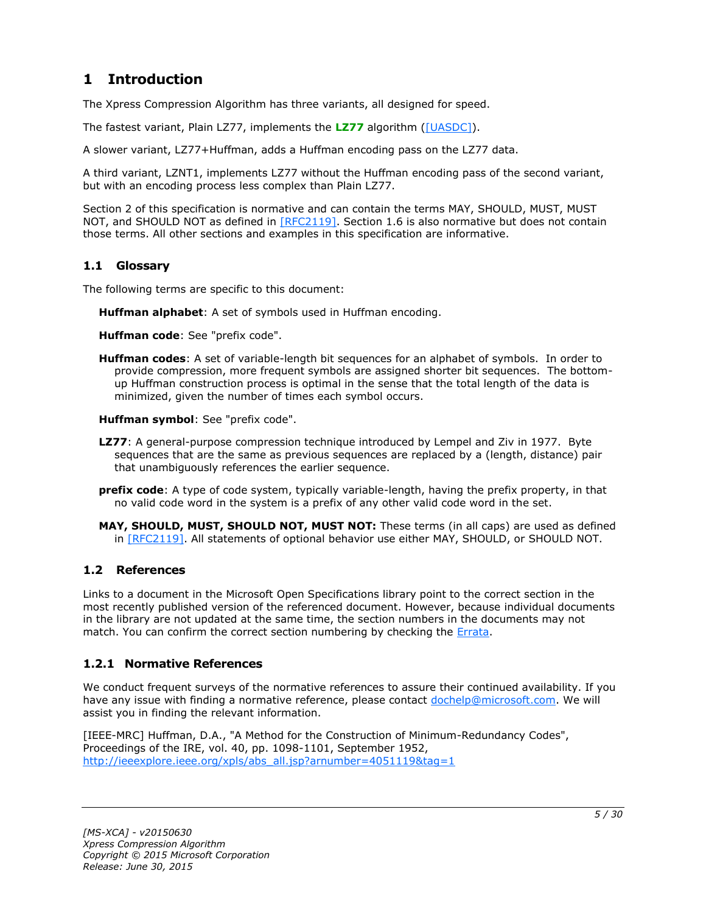# 1 Introduction

The Xpress Compression Algorithm has three variants, all designed for speed.

The fastest variant, Plain LZ77, implements the **LZ77** algorithm ([UASDC]).

A slower variant, LZ77+Huffman, adds a Huffman encoding pass on the LZ77 data.

A third variant, LZNT1, implements LZ77 without the Huffman encoding pass of the second variant, but with an encoding process less complex than Plain LZ77.

Section 2 of this specification is normative and can contain the terms MAY, SHOULD, MUST, MUST NOT, and SHOULD NOT as defined in [RFC2119]. Section 1.6 is also normative but does not contain those terms. All other sections and examples in this specification are informative.

## 1.1 Glossary

The following terms are specific to this document:

**Huffman alphabet**: A set of symbols used in Huffman encoding.

**Huffman code**: See "prefix code".

**Huffman codes**: A set of variable-length bit sequences for an alphabet of symbols. In order to provide compression, more frequent symbols are assigned shorter bit sequences. The bottom-up Huffman construction process is optimal in the sense that the total length of the data is minimized, given the number of times each symbol occurs.

**Huffman symbol**: See "prefix code".

**LZ77**: A general-purpose compression technique introduced by Lempel and Ziv in 1977. Byte sequences that are the same as previous sequences are replaced by a (length, distance) pair that unambiguously references the earlier sequence.

**prefix code**: A type of code system, typically variable-length, having the prefix property, in that no valid code word in the system is a prefix of any other valid code word in the set.

**MAY, SHOULD, MUST, SHOULD NOT, MUST NOT:** These terms (in all caps) are used as defined in [RFC2119]. All statements of optional behavior use either MAY, SHOULD, or SHOULD NOT.

## 1.2 References

Links to a document in the Microsoft Open Specifications library point to the correct section in the most recently published version of the referenced document. However, because individual documents in the library are not updated at the same time, the section numbers in the documents may not match. You can confirm the correct section numbering by checking the Errata.

### 1.2.1 Normative References

We conduct frequent surveys of the normative references to assure their continued availability. If you have any issue with finding a normative reference, please contact dochelp@microsoft.com. We will assist you in finding the relevant information.

[IEEE-MRC] Huffman, D.A., "A Method for the Construction of Minimum-Redundancy Codes", Proceedings of the IRE, vol. 40, pp. 1098-1101, September 1952, http://ieeexplore.ieee.org/xpls/abs_all.jsp?arnumber=4051119&tag=1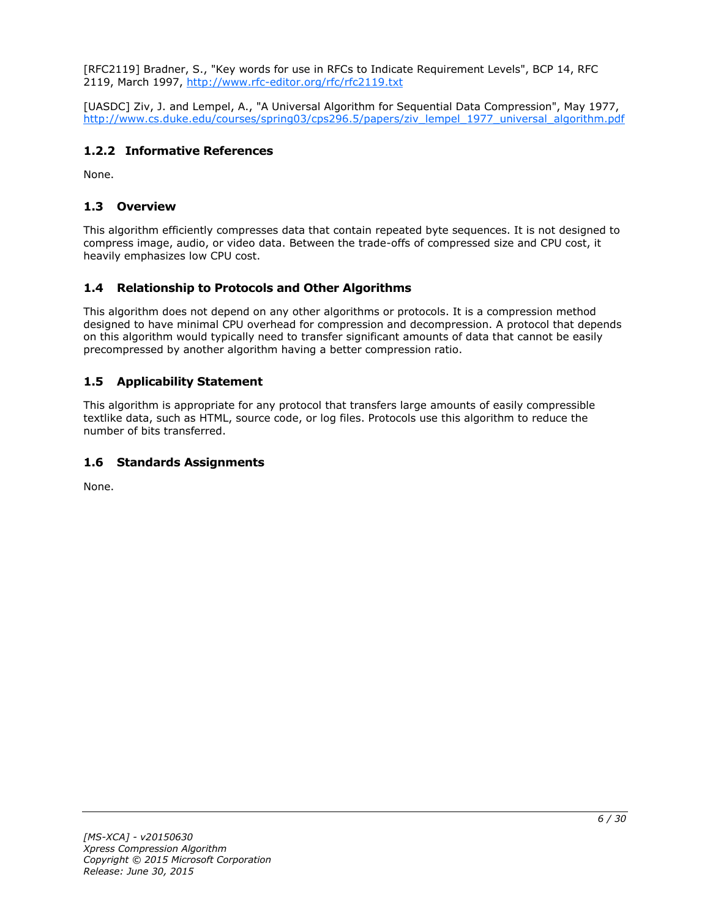[RFC2119] Bradner, S., "Key words for use in RFCs to Indicate Requirement Levels", BCP 14, RFC 2119, March 1997, http://www.rfc-editor.org/rfc/rfc2119.txt

[UASDC] Ziv, J. and Lempel, A., "A Universal Algorithm for Sequential Data Compression", May 1977, http://www.cs.duke.edu/courses/spring03/cps296.5/papers/ziv_lempel_1977_universal_algorithm.pdf

### 1.2.2 Informative References

None.

## 1.3 Overview

This algorithm efficiently compresses data that contain repeated byte sequences. It is not designed to compress image, audio, or video data. Between the trade-offs of compressed size and CPU cost, it heavily emphasizes low CPU cost.

## 1.4 Relationship to Protocols and Other Algorithms

This algorithm does not depend on any other algorithms or protocols. It is a compression method designed to have minimal CPU overhead for compression and decompression. A protocol that depends on this algorithm would typically need to transfer significant amounts of data that cannot be easily precompressed by another algorithm having a better compression ratio.

## 1.5 Applicability Statement

This algorithm is appropriate for any protocol that transfers large amounts of easily compressible textlike data, such as HTML, source code, or log files. Protocols use this algorithm to reduce the number of bits transferred.

## 1.6 Standards Assignments

None.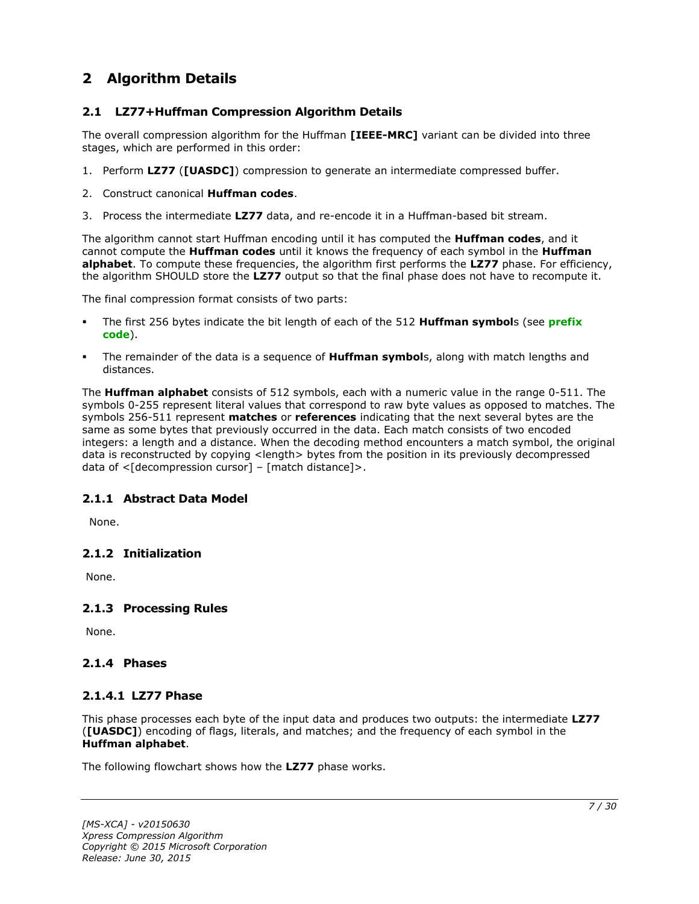# 2 Algorithm Details

## 2.1 LZ77+Huffman Compression Algorithm Details

The overall compression algorithm for the Huffman **[IEEE-MRC]** variant can be divided into three stages, which are performed in this order:

1. Perform **LZ77** (**[UASDC]**) compression to generate an intermediate compressed buffer.
2. Construct canonical **Huffman codes**.
3. Process the intermediate **LZ77** data, and re-encode it in a Huffman-based bit stream.

The algorithm cannot start Huffman encoding until it has computed the **Huffman codes**, and it cannot compute the **Huffman codes** until it knows the frequency of each symbol in the **Huffman alphabet**. To compute these frequencies, the algorithm first performs the **LZ77** phase. For efficiency, the algorithm SHOULD store the **LZ77** output so that the final phase does not have to recompute it.

The final compression format consists of two parts:

- The first 256 bytes indicate the bit length of each of the 512 **Huffman symbol**s (see **prefix code**).
- The remainder of the data is a sequence of **Huffman symbol**s, along with match lengths and distances.

The **Huffman alphabet** consists of 512 symbols, each with a numeric value in the range 0-511. The symbols 0-255 represent literal values that correspond to raw byte values as opposed to matches. The symbols 256-511 represent **matches** or **references** indicating that the next several bytes are the same as some bytes that previously occurred in the data. Each match consists of two encoded integers: a length and a distance. When the decoding method encounters a match symbol, the original data is reconstructed by copying <length> bytes from the position in its previously decompressed data of <[decompression cursor] – [match distance]>.

### 2.1.1 Abstract Data Model

None.

### 2.1.2 Initialization

None.

### 2.1.3 Processing Rules

None.

### 2.1.4 Phases

#### 2.1.4.1 LZ77 Phase

This phase processes each byte of the input data and produces two outputs: the intermediate **LZ77** (**[UASDC]**) encoding of flags, literals, and matches; and the frequency of each symbol in the **Huffman alphabet**.

The following flowchart shows how the **LZ77** phase works.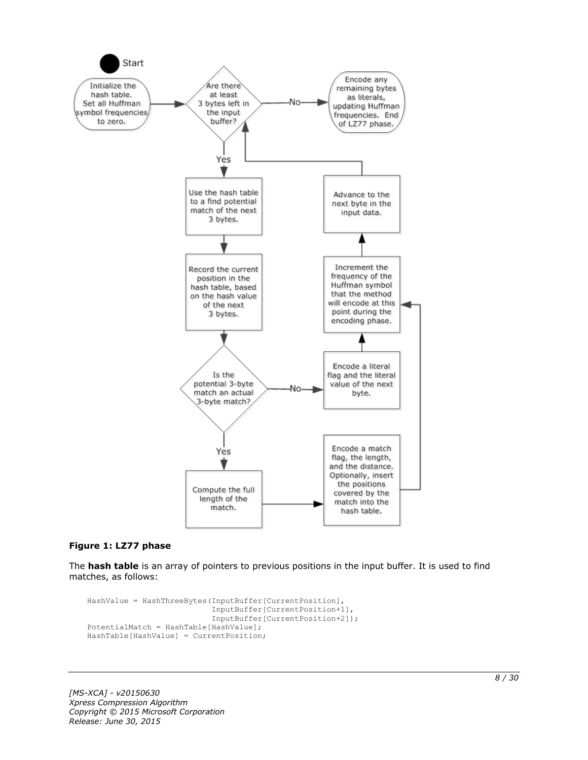**Figure 1: LZ77 phase**

The **hash table** is an array of pointers to previous positions in the input buffer. It is used to find matches, as follows:

```
HashValue = HashThreeBytes(InputBuffer[CurrentPosition],
                           InputBuffer[CurrentPosition+1],
                           InputBuffer[CurrentPosition+2]);
PotentialMatch = HashTable[HashValue];
HashTable[HashValue] = CurrentPosition;
```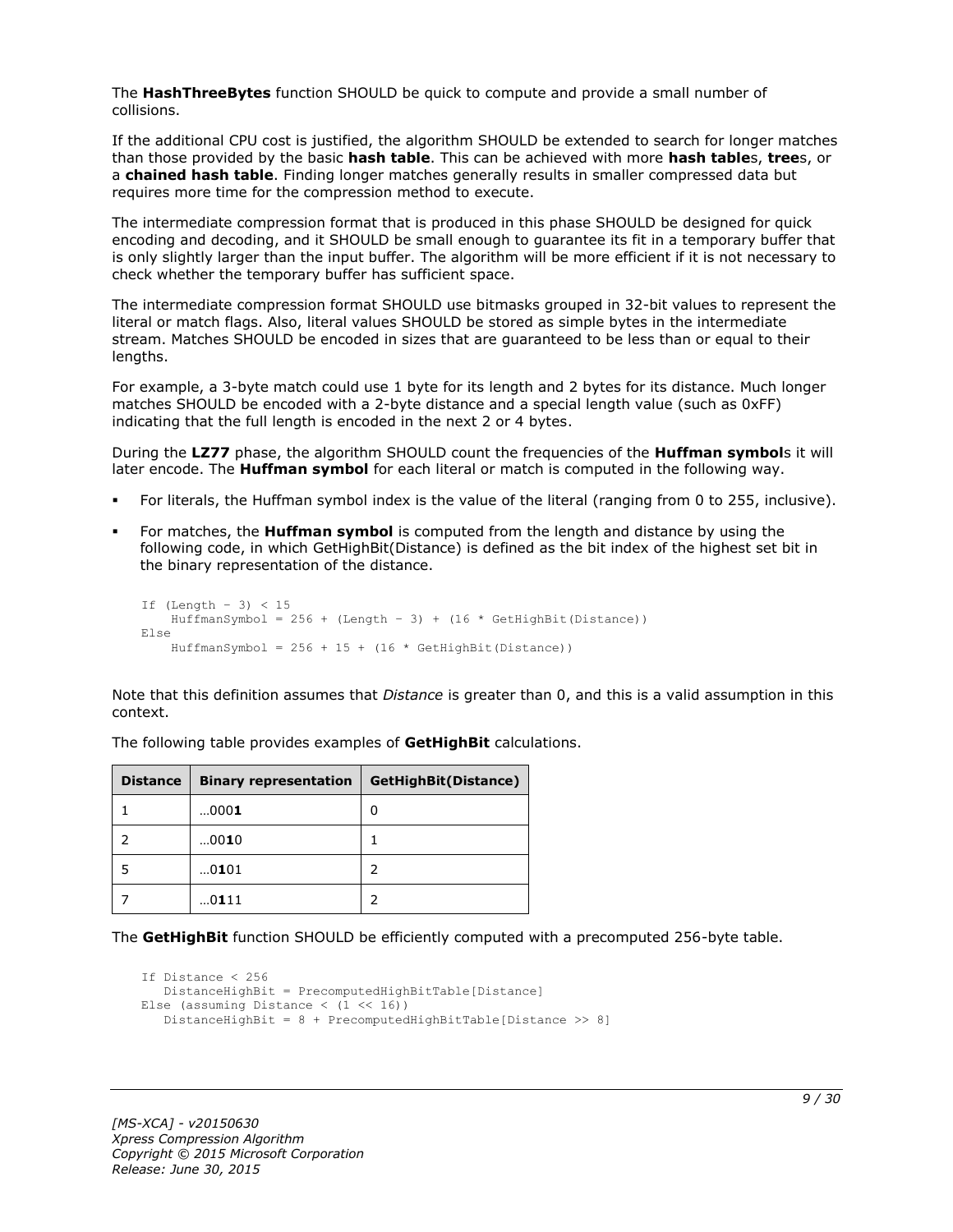The **HashThreeBytes** function SHOULD be quick to compute and provide a small number of collisions.

If the additional CPU cost is justified, the algorithm SHOULD be extended to search for longer matches than those provided by the basic **hash table**. This can be achieved with more **hash table**s, **tree**s, or a **chained hash table**. Finding longer matches generally results in smaller compressed data but requires more time for the compression method to execute.

The intermediate compression format that is produced in this phase SHOULD be designed for quick encoding and decoding, and it SHOULD be small enough to guarantee its fit in a temporary buffer that is only slightly larger than the input buffer. The algorithm will be more efficient if it is not necessary to check whether the temporary buffer has sufficient space.

The intermediate compression format SHOULD use bitmasks grouped in 32-bit values to represent the literal or match flags. Also, literal values SHOULD be stored as simple bytes in the intermediate stream. Matches SHOULD be encoded in sizes that are guaranteed to be less than or equal to their lengths.

For example, a 3-byte match could use 1 byte for its length and 2 bytes for its distance. Much longer matches SHOULD be encoded with a 2-byte distance and a special length value (such as 0xFF) indicating that the full length is encoded in the next 2 or 4 bytes.

During the **LZ77** phase, the algorithm SHOULD count the frequencies of the **Huffman symbol**s it will later encode. The **Huffman symbol** for each literal or match is computed in the following way.

- For literals, the Huffman symbol index is the value of the literal (ranging from 0 to 255, inclusive).
- For matches, the **Huffman symbol** is computed from the length and distance by using the following code, in which GetHighBit(Distance) is defined as the bit index of the highest set bit in the binary representation of the distance.

```
If (Length - 3) < 15
    HuffmanSymbol = 256 + (Length - 3) + (16 * GetHighBit(Distance))
Else
    HuffmanSymbol = 256 + 15 + (16 * GetHighBit(Distance))
```

Note that this definition assumes that *Distance* is greater than 0, and this is a valid assumption in this context.

The following table provides examples of **GetHighBit** calculations.

| Distance | Binary representation | GetHighBit(Distance) |
|---|---|---|
| 1 | …000**1** | 0 |
| 2 | …00**1**0 | 1 |
| 5 | …0**1**01 | 2 |
| 7 | …0**1**11 | 2 |

The **GetHighBit** function SHOULD be efficiently computed with a precomputed 256-byte table.

```
If Distance < 256
   DistanceHighBit = PrecomputedHighBitTable[Distance]
Else (assuming Distance < (1 << 16))
   DistanceHighBit = 8 + PrecomputedHighBitTable[Distance >> 8]
```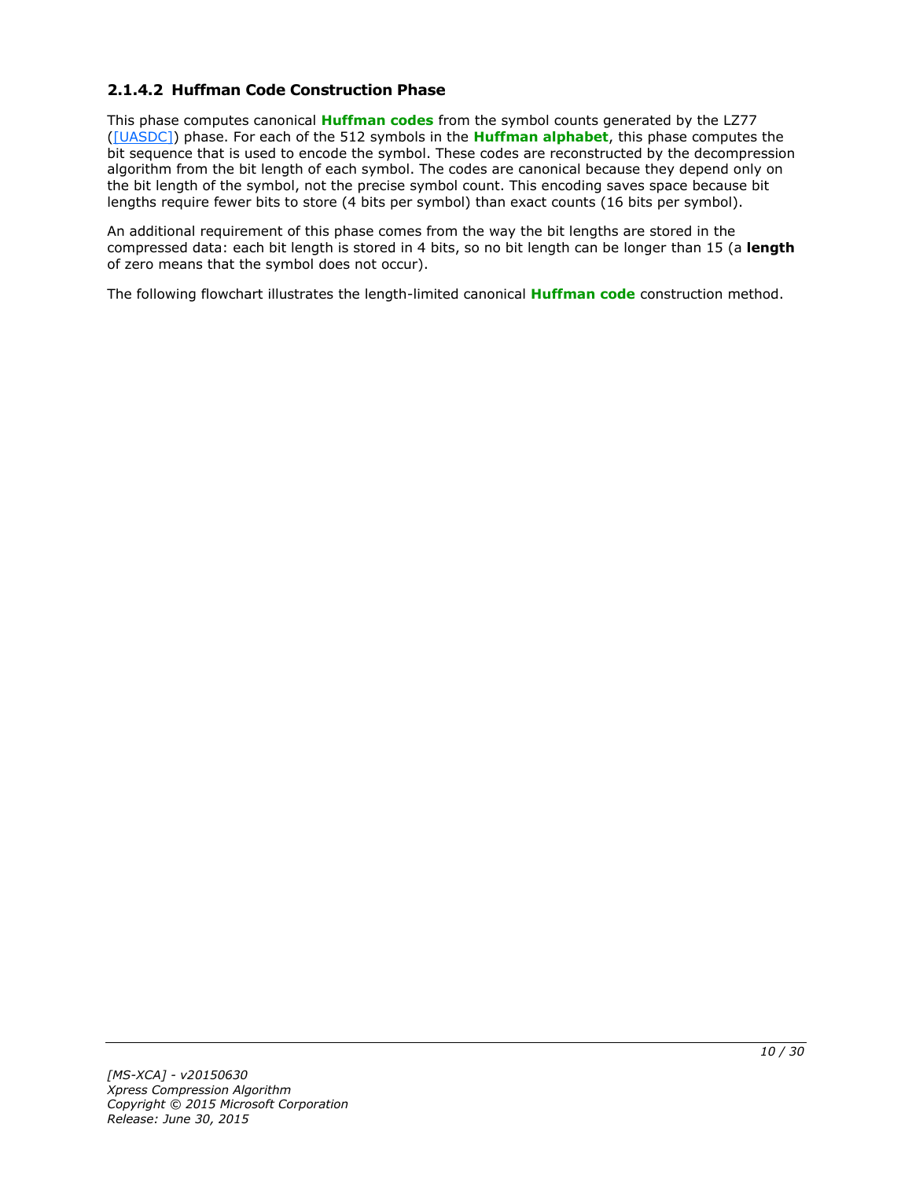### 2.1.4.2 Huffman Code Construction Phase

This phase computes canonical **Huffman codes** from the symbol counts generated by the LZ77 ([UASDC]) phase. For each of the 512 symbols in the **Huffman alphabet**, this phase computes the bit sequence that is used to encode the symbol. These codes are reconstructed by the decompression algorithm from the bit length of each symbol. The codes are canonical because they depend only on the bit length of the symbol, not the precise symbol count. This encoding saves space because bit lengths require fewer bits to store (4 bits per symbol) than exact counts (16 bits per symbol).

An additional requirement of this phase comes from the way the bit lengths are stored in the compressed data: each bit length is stored in 4 bits, so no bit length can be longer than 15 (a **length** of zero means that the symbol does not occur).

The following flowchart illustrates the length-limited canonical **Huffman code** construction method.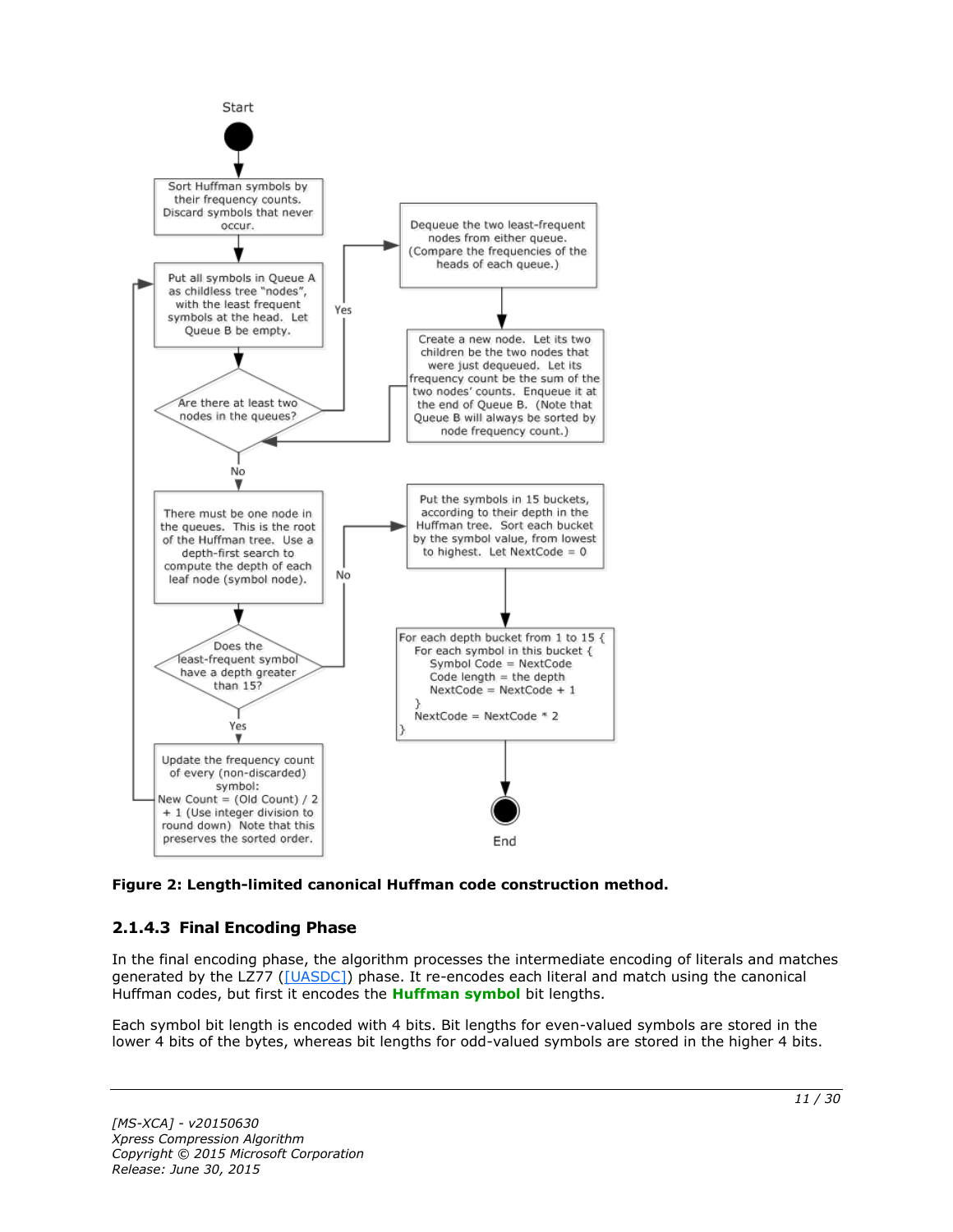Start

Sort Huffman symbols by their frequency counts. Discard symbols that never occur.

Put all symbols in Queue A as childless tree "nodes", with the least frequent symbols at the head. Let Queue B be empty.

Are there at least two nodes in the queues?

Yes

Dequeue the two least-frequent nodes from either queue. (Compare the frequencies of the heads of each queue.)

Create a new node. Let its two children be the two nodes that were just dequeued. Let its frequency count be the sum of the two nodes' counts. Enqueue it at the end of Queue B. (Note that Queue B will always be sorted by node frequency count.)

No

There must be one node in the queues. This is the root of the Huffman tree. Use a depth-first search to compute the depth of each leaf node (symbol node).

Does the least-frequent symbol have a depth greater than 15?

No

Put the symbols in 15 buckets, according to their depth in the Huffman tree. Sort each bucket by the symbol value, from lowest to highest. Let NextCode = 0

```
For each depth bucket from 1 to 15 {
   For each symbol in this bucket {
      Symbol Code = NextCode
      Code length = the depth
      NextCode = NextCode + 1
   }
   NextCode = NextCode * 2
}
```

End

Yes

Update the frequency count of every (non-discarded) symbol:
New Count = (Old Count) / 2 + 1 (Use integer division to round down) Note that this preserves the sorted order.

**Figure 2: Length-limited canonical Huffman code construction method.**

### 2.1.4.3 Final Encoding Phase

In the final encoding phase, the algorithm processes the intermediate encoding of literals and matches generated by the LZ77 ([UASDC]) phase. It re-encodes each literal and match using the canonical Huffman codes, but first it encodes the **Huffman symbol** bit lengths.

Each symbol bit length is encoded with 4 bits. Bit lengths for even-valued symbols are stored in the lower 4 bits of the bytes, whereas bit lengths for odd-valued symbols are stored in the higher 4 bits.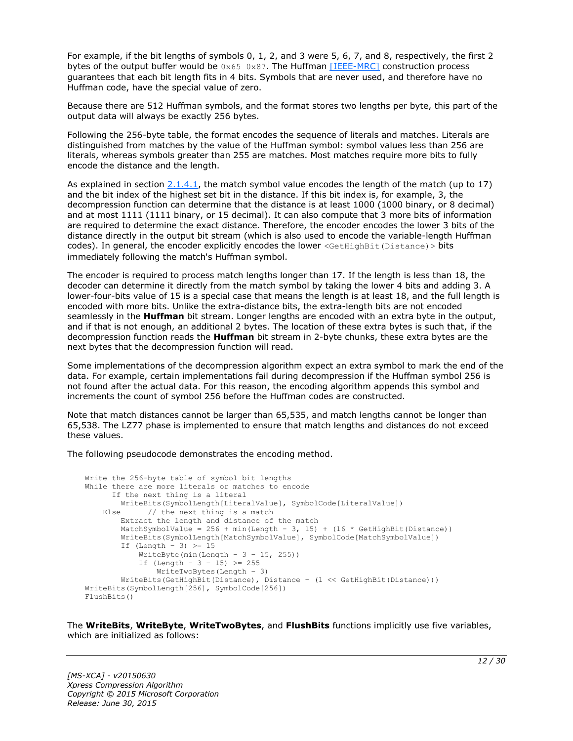For example, if the bit lengths of symbols 0, 1, 2, and 3 were 5, 6, 7, and 8, respectively, the first 2 bytes of the output buffer would be `0x65 0x87`. The Huffman [IEEE-MRC] construction process guarantees that each bit length fits in 4 bits. Symbols that are never used, and therefore have no Huffman code, have the special value of zero.

Because there are 512 Huffman symbols, and the format stores two lengths per byte, this part of the output data will always be exactly 256 bytes.

Following the 256-byte table, the format encodes the sequence of literals and matches. Literals are distinguished from matches by the value of the Huffman symbol: symbol values less than 256 are literals, whereas symbols greater than 255 are matches. Most matches require more bits to fully encode the distance and the length.

As explained in section 2.1.4.1, the match symbol value encodes the length of the match (up to 17) and the bit index of the highest set bit in the distance. If this bit index is, for example, 3, the decompression function can determine that the distance is at least 1000 (1000 binary, or 8 decimal) and at most 1111 (1111 binary, or 15 decimal). It can also compute that 3 more bits of information are required to determine the exact distance. Therefore, the encoder encodes the lower 3 bits of the distance directly in the output bit stream (which is also used to encode the variable-length Huffman codes). In general, the encoder explicitly encodes the lower `<GetHighBit(Distance)>` bits immediately following the match's Huffman symbol.

The encoder is required to process match lengths longer than 17. If the length is less than 18, the decoder can determine it directly from the match symbol by taking the lower 4 bits and adding 3. A lower-four-bits value of 15 is a special case that means the length is at least 18, and the full length is encoded with more bits. Unlike the extra-distance bits, the extra-length bits are not encoded seamlessly in the **Huffman** bit stream. Longer lengths are encoded with an extra byte in the output, and if that is not enough, an additional 2 bytes. The location of these extra bytes is such that, if the decompression function reads the **Huffman** bit stream in 2-byte chunks, these extra bytes are the next bytes that the decompression function will read.

Some implementations of the decompression algorithm expect an extra symbol to mark the end of the data. For example, certain implementations fail during decompression if the Huffman symbol 256 is not found after the actual data. For this reason, the encoding algorithm appends this symbol and increments the count of symbol 256 before the Huffman codes are constructed.

Note that match distances cannot be larger than 65,535, and match lengths cannot be longer than 65,538. The LZ77 phase is implemented to ensure that match lengths and distances do not exceed these values.

The following pseudocode demonstrates the encoding method.

```
Write the 256-byte table of symbol bit lengths
While there are more literals or matches to encode
      If the next thing is a literal
        WriteBits(SymbolLength[LiteralValue], SymbolCode[LiteralValue])
    Else      // the next thing is a match
        Extract the length and distance of the match
        MatchSymbolValue = 256 + min(Length - 3, 15) + (16 * GetHighBit(Distance))
        WriteBits(SymbolLength[MatchSymbolValue], SymbolCode[MatchSymbolValue])
        If (Length - 3) >= 15
            WriteByte(min(Length - 3 - 15, 255))
            If (Length - 3 - 15) >= 255
                WriteTwoBytes(Length - 3)
        WriteBits(GetHighBit(Distance), Distance - (1 << GetHighBit(Distance)))
WriteBits(SymbolLength[256], SymbolCode[256])
FlushBits()
```

The **WriteBits**, **WriteByte**, **WriteTwoBytes**, and **FlushBits** functions implicitly use five variables, which are initialized as follows: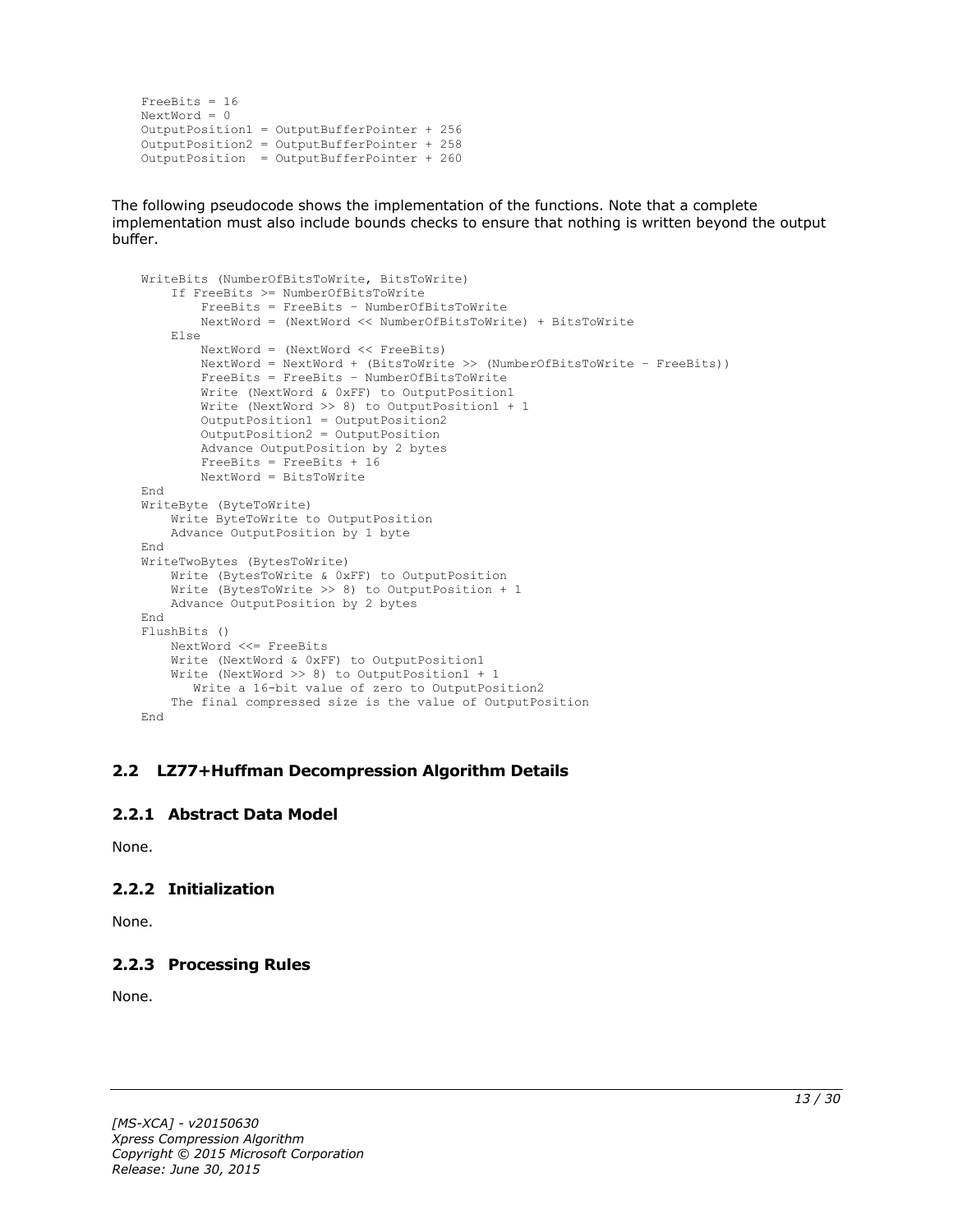```
FreeBits = 16
NextWord = 0
OutputPosition1 = OutputBufferPointer + 256
OutputPosition2 = OutputBufferPointer + 258
OutputPosition  = OutputBufferPointer + 260
```

The following pseudocode shows the implementation of the functions. Note that a complete implementation must also include bounds checks to ensure that nothing is written beyond the output buffer.

```
WriteBits (NumberOfBitsToWrite, BitsToWrite)
    If FreeBits >= NumberOfBitsToWrite
        FreeBits = FreeBits – NumberOfBitsToWrite
        NextWord = (NextWord << NumberOfBitsToWrite) + BitsToWrite
    Else
        NextWord = (NextWord << FreeBits)
        NextWord = NextWord + (BitsToWrite >> (NumberOfBitsToWrite – FreeBits))
        FreeBits = FreeBits – NumberOfBitsToWrite
        Write (NextWord & 0xFF) to OutputPosition1
        Write (NextWord >> 8) to OutputPosition1 + 1
        OutputPosition1 = OutputPosition2
        OutputPosition2 = OutputPosition
        Advance OutputPosition by 2 bytes
        FreeBits = FreeBits + 16
        NextWord = BitsToWrite
End
WriteByte (ByteToWrite)
    Write ByteToWrite to OutputPosition
    Advance OutputPosition by 1 byte
End
WriteTwoBytes (BytesToWrite)
    Write (BytesToWrite & 0xFF) to OutputPosition
    Write (BytesToWrite >> 8) to OutputPosition + 1
    Advance OutputPosition by 2 bytes
End
FlushBits ()
    NextWord <<= FreeBits
    Write (NextWord & 0xFF) to OutputPosition1
    Write (NextWord >> 8) to OutputPosition1 + 1
       Write a 16-bit value of zero to OutputPosition2
    The final compressed size is the value of OutputPosition
End
```

## 2.2 LZ77+Huffman Decompression Algorithm Details

### 2.2.1 Abstract Data Model

None.

### 2.2.2 Initialization

None.

### 2.2.3 Processing Rules

None.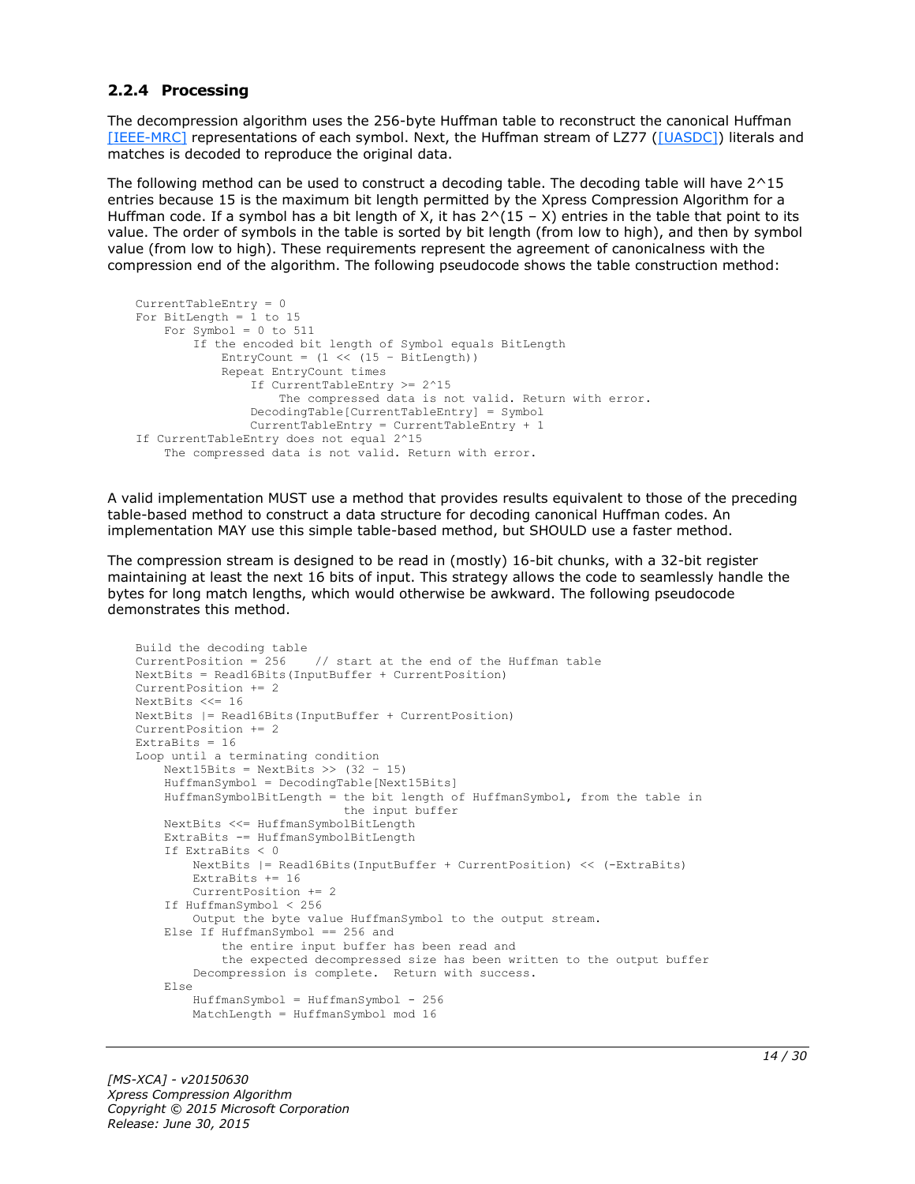### 2.2.4 Processing

The decompression algorithm uses the 256-byte Huffman table to reconstruct the canonical Huffman [IEEE-MRC] representations of each symbol. Next, the Huffman stream of LZ77 ([UASDC]) literals and matches is decoded to reproduce the original data.

The following method can be used to construct a decoding table. The decoding table will have 2^15 entries because 15 is the maximum bit length permitted by the Xpress Compression Algorithm for a Huffman code. If a symbol has a bit length of X, it has 2^(15 – X) entries in the table that point to its value. The order of symbols in the table is sorted by bit length (from low to high), and then by symbol value (from low to high). These requirements represent the agreement of canonicalness with the compression end of the algorithm. The following pseudocode shows the table construction method:

```
CurrentTableEntry = 0
For BitLength = 1 to 15
    For Symbol = 0 to 511
        If the encoded bit length of Symbol equals BitLength
            EntryCount = (1 << (15 – BitLength))
            Repeat EntryCount times
                If CurrentTableEntry >= 2^15
                    The compressed data is not valid. Return with error.
                DecodingTable[CurrentTableEntry] = Symbol
                CurrentTableEntry = CurrentTableEntry + 1
If CurrentTableEntry does not equal 2^15
    The compressed data is not valid. Return with error.
```

A valid implementation MUST use a method that provides results equivalent to those of the preceding table-based method to construct a data structure for decoding canonical Huffman codes. An implementation MAY use this simple table-based method, but SHOULD use a faster method.

The compression stream is designed to be read in (mostly) 16-bit chunks, with a 32-bit register maintaining at least the next 16 bits of input. This strategy allows the code to seamlessly handle the bytes for long match lengths, which would otherwise be awkward. The following pseudocode demonstrates this method.

```
Build the decoding table
CurrentPosition = 256    // start at the end of the Huffman table
NextBits = Read16Bits(InputBuffer + CurrentPosition)
CurrentPosition += 2
NextBits <<= 16
NextBits |= Read16Bits(InputBuffer + CurrentPosition)
CurrentPosition += 2
ExtraBits = 16
Loop until a terminating condition
    Next15Bits = NextBits >> (32 – 15)
    HuffmanSymbol = DecodingTable[Next15Bits]
    HuffmanSymbolBitLength = the bit length of HuffmanSymbol, from the table in
                             the input buffer
    NextBits <<= HuffmanSymbolBitLength
    ExtraBits -= HuffmanSymbolBitLength
    If ExtraBits < 0
        NextBits |= Read16Bits(InputBuffer + CurrentPosition) << (-ExtraBits)
        ExtraBits += 16
        CurrentPosition += 2
    If HuffmanSymbol < 256
        Output the byte value HuffmanSymbol to the output stream.
    Else If HuffmanSymbol == 256 and
            the entire input buffer has been read and
            the expected decompressed size has been written to the output buffer
        Decompression is complete.  Return with success.
    Else
        HuffmanSymbol = HuffmanSymbol - 256
        MatchLength = HuffmanSymbol mod 16
```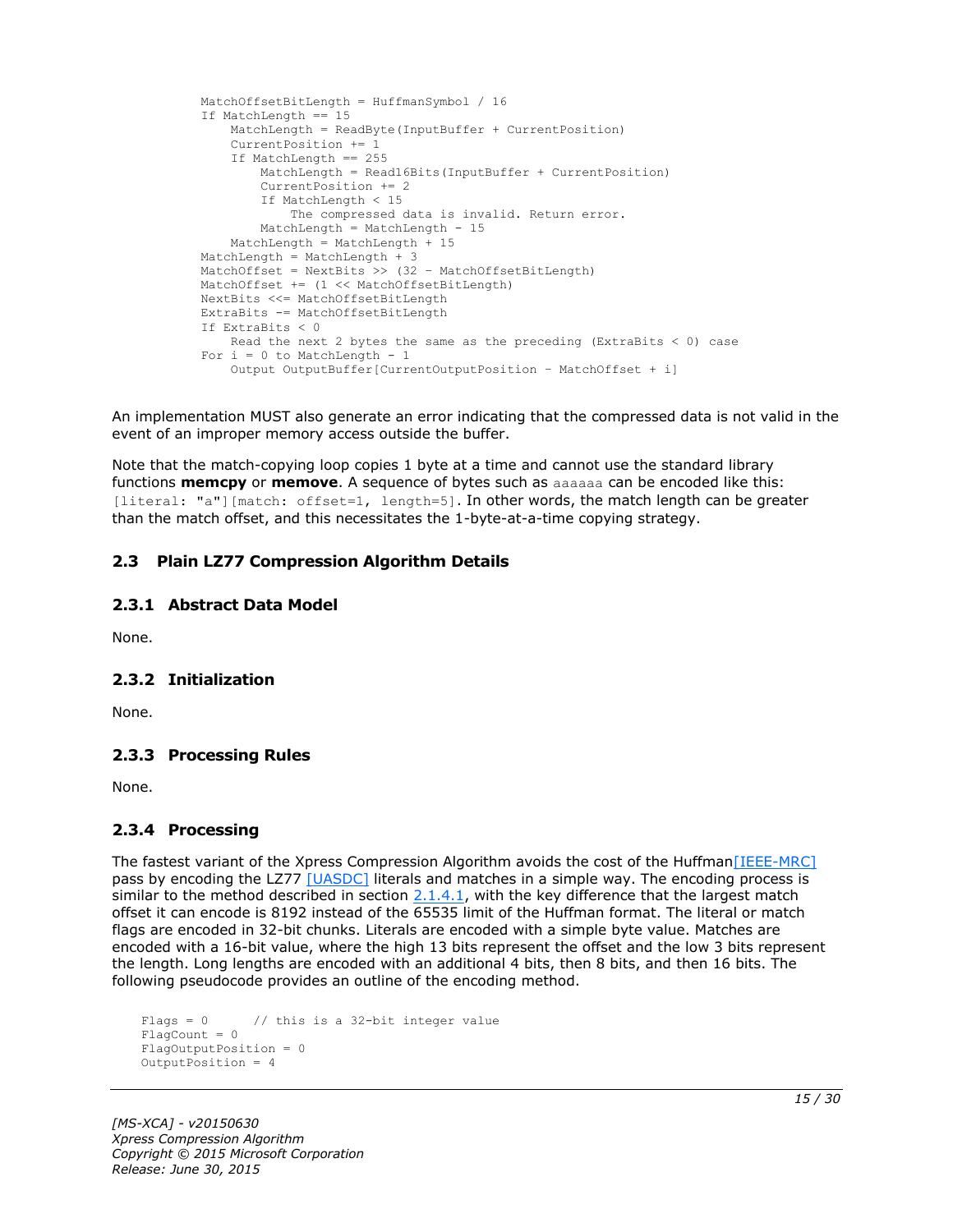```
        MatchOffsetBitLength = HuffmanSymbol / 16
        If MatchLength == 15
            MatchLength = ReadByte(InputBuffer + CurrentPosition)
            CurrentPosition += 1
            If MatchLength == 255
                MatchLength = Read16Bits(InputBuffer + CurrentPosition)
                CurrentPosition += 2
                If MatchLength < 15
                    The compressed data is invalid. Return error.
                MatchLength = MatchLength - 15
            MatchLength = MatchLength + 15
        MatchLength = MatchLength + 3
        MatchOffset = NextBits >> (32 - MatchOffsetBitLength)
        MatchOffset += (1 << MatchOffsetBitLength)
        NextBits <<= MatchOffsetBitLength
        ExtraBits -= MatchOffsetBitLength
        If ExtraBits < 0
            Read the next 2 bytes the same as the preceding (ExtraBits < 0) case
        For i = 0 to MatchLength - 1
            Output OutputBuffer[CurrentOutputPosition - MatchOffset + i]
```

An implementation MUST also generate an error indicating that the compressed data is not valid in the event of an improper memory access outside the buffer.

Note that the match-copying loop copies 1 byte at a time and cannot use the standard library functions **memcpy** or **memove**. A sequence of bytes such as `aaaaaa` can be encoded like this: `[literal: "a"][match: offset=1, length=5]`. In other words, the match length can be greater than the match offset, and this necessitates the 1-byte-at-a-time copying strategy.

## 2.3 Plain LZ77 Compression Algorithm Details

### 2.3.1 Abstract Data Model

None.

### 2.3.2 Initialization

None.

### 2.3.3 Processing Rules

None.

### 2.3.4 Processing

The fastest variant of the Xpress Compression Algorithm avoids the cost of the Huffman[IEEE-MRC] pass by encoding the LZ77 [UASDC] literals and matches in a simple way. The encoding process is similar to the method described in section 2.1.4.1, with the key difference that the largest match offset it can encode is 8192 instead of the 65535 limit of the Huffman format. The literal or match flags are encoded in 32-bit chunks. Literals are encoded with a simple byte value. Matches are encoded with a 16-bit value, where the high 13 bits represent the offset and the low 3 bits represent the length. Long lengths are encoded with an additional 4 bits, then 8 bits, and then 16 bits. The following pseudocode provides an outline of the encoding method.

```
Flags = 0      // this is a 32-bit integer value
FlagCount = 0
FlagOutputPosition = 0
OutputPosition = 4
```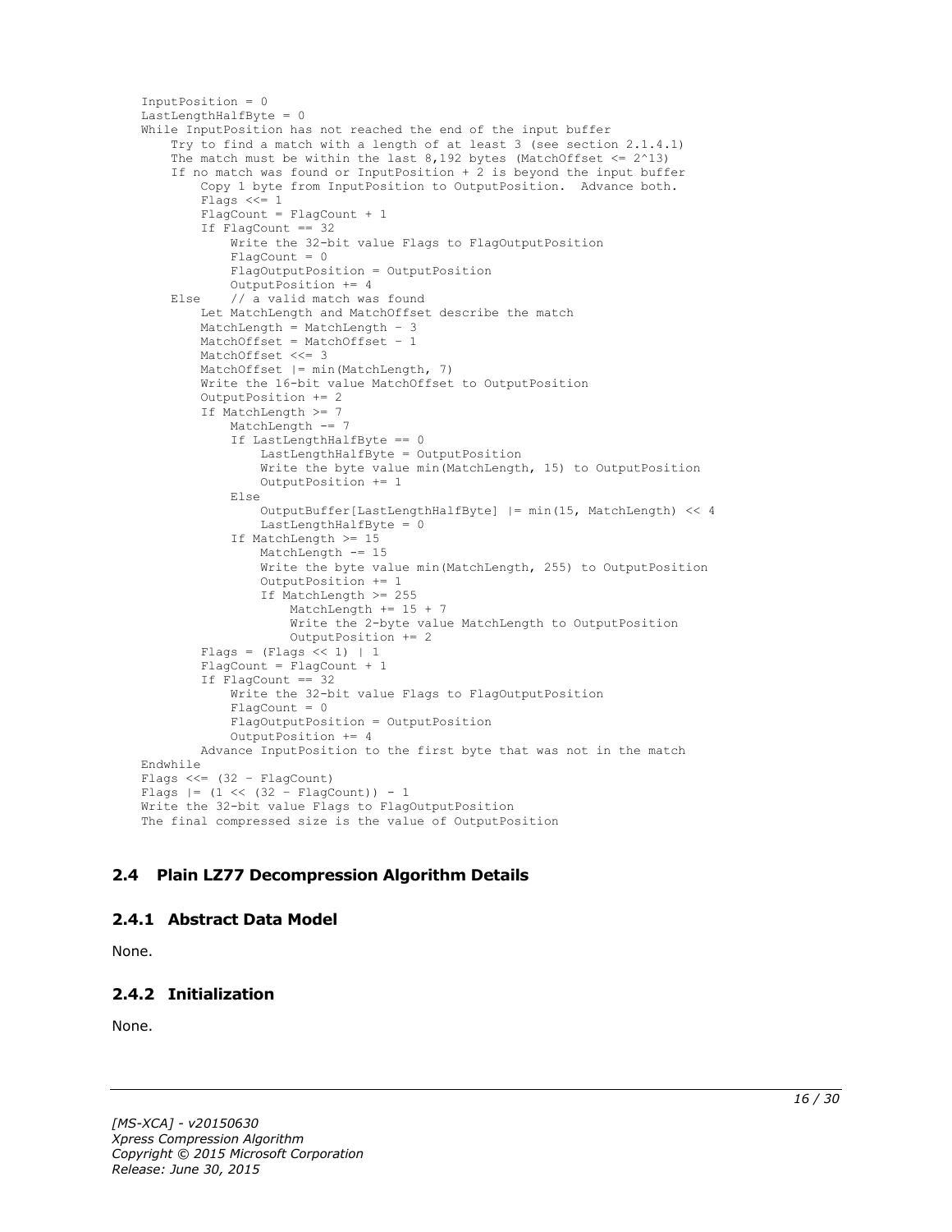```
InputPosition = 0
LastLengthHalfByte = 0
While InputPosition has not reached the end of the input buffer
    Try to find a match with a length of at least 3 (see section 2.1.4.1)
    The match must be within the last 8,192 bytes (MatchOffset <= 2^13)
    If no match was found or InputPosition + 2 is beyond the input buffer
        Copy 1 byte from InputPosition to OutputPosition.  Advance both.
        Flags <<= 1
        FlagCount = FlagCount + 1
        If FlagCount == 32
            Write the 32-bit value Flags to FlagOutputPosition
            FlagCount = 0
            FlagOutputPosition = OutputPosition
            OutputPosition += 4
    Else    // a valid match was found
        Let MatchLength and MatchOffset describe the match
        MatchLength = MatchLength - 3
        MatchOffset = MatchOffset - 1
        MatchOffset <<= 3
        MatchOffset |= min(MatchLength, 7)
        Write the 16-bit value MatchOffset to OutputPosition
        OutputPosition += 2
        If MatchLength >= 7
            MatchLength -= 7
            If LastLengthHalfByte == 0
                LastLengthHalfByte = OutputPosition
                Write the byte value min(MatchLength, 15) to OutputPosition
                OutputPosition += 1
            Else
                OutputBuffer[LastLengthHalfByte] |= min(15, MatchLength) << 4
                LastLengthHalfByte = 0
            If MatchLength >= 15
                MatchLength -= 15
                Write the byte value min(MatchLength, 255) to OutputPosition
                OutputPosition += 1
                If MatchLength >= 255
                    MatchLength += 15 + 7
                    Write the 2-byte value MatchLength to OutputPosition
                    OutputPosition += 2
        Flags = (Flags << 1) | 1
        FlagCount = FlagCount + 1
        If FlagCount == 32
            Write the 32-bit value Flags to FlagOutputPosition
            FlagCount = 0
            FlagOutputPosition = OutputPosition
            OutputPosition += 4
        Advance InputPosition to the first byte that was not in the match
Endwhile
Flags <<= (32 - FlagCount)
Flags |= (1 << (32 - FlagCount)) - 1
Write the 32-bit value Flags to FlagOutputPosition
The final compressed size is the value of OutputPosition
```

## 2.4 Plain LZ77 Decompression Algorithm Details

### 2.4.1 Abstract Data Model

None.

### 2.4.2 Initialization

None.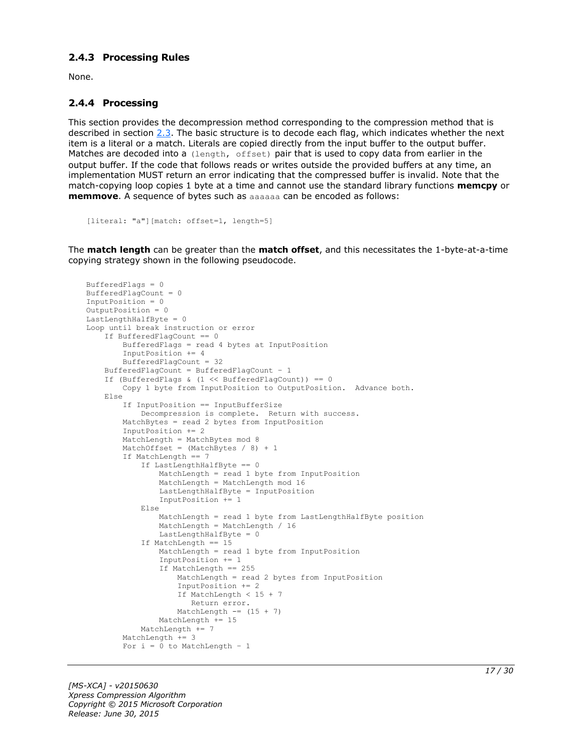### 2.4.3 Processing Rules

None.

### 2.4.4 Processing

This section provides the decompression method corresponding to the compression method that is described in section 2.3. The basic structure is to decode each flag, which indicates whether the next item is a literal or a match. Literals are copied directly from the input buffer to the output buffer. Matches are decoded into a `(length, offset)` pair that is used to copy data from earlier in the output buffer. If the code that follows reads or writes outside the provided buffers at any time, an implementation MUST return an error indicating that the compressed buffer is invalid. Note that the match-copying loop copies 1 byte at a time and cannot use the standard library functions **memcpy** or **memmove**. A sequence of bytes such as `aaaaaa` can be encoded as follows:

```
[literal: "a"][match: offset=1, length=5]
```

The **match length** can be greater than the **match offset**, and this necessitates the 1-byte-at-a-time copying strategy shown in the following pseudocode.

```
BufferedFlags = 0
BufferedFlagCount = 0
InputPosition = 0
OutputPosition = 0
LastLengthHalfByte = 0
Loop until break instruction or error
    If BufferedFlagCount == 0
        BufferedFlags = read 4 bytes at InputPosition
        InputPosition += 4
        BufferedFlagCount = 32
    BufferedFlagCount = BufferedFlagCount - 1
    If (BufferedFlags & (1 << BufferedFlagCount)) == 0
        Copy 1 byte from InputPosition to OutputPosition.  Advance both.
    Else
        If InputPosition == InputBufferSize
            Decompression is complete.  Return with success.
        MatchBytes = read 2 bytes from InputPosition
        InputPosition += 2
        MatchLength = MatchBytes mod 8
        MatchOffset = (MatchBytes / 8) + 1
        If MatchLength == 7
            If LastLengthHalfByte == 0
                MatchLength = read 1 byte from InputPosition
                MatchLength = MatchLength mod 16
                LastLengthHalfByte = InputPosition
                InputPosition += 1
            Else
                MatchLength = read 1 byte from LastLengthHalfByte position
                MatchLength = MatchLength / 16
                LastLengthHalfByte = 0
            If MatchLength == 15
                MatchLength = read 1 byte from InputPosition
                InputPosition += 1
                If MatchLength == 255
                    MatchLength = read 2 bytes from InputPosition
                    InputPosition += 2
                    If MatchLength < 15 + 7
                       Return error.
                    MatchLength -= (15 + 7)
                MatchLength += 15
            MatchLength += 7
        MatchLength += 3
        For i = 0 to MatchLength - 1
```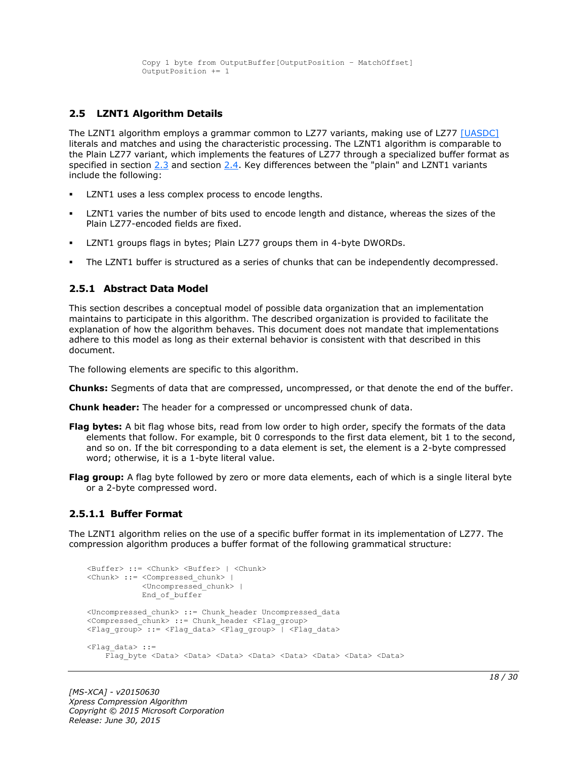```
        Copy 1 byte from OutputBuffer[OutputPosition - MatchOffset]
        OutputPosition += 1
```

## 2.5 LZNT1 Algorithm Details

The LZNT1 algorithm employs a grammar common to LZ77 variants, making use of LZ77 [UASDC] literals and matches and using the characteristic processing. The LZNT1 algorithm is comparable to the Plain LZ77 variant, which implements the features of LZ77 through a specialized buffer format as specified in section 2.3 and section 2.4. Key differences between the "plain" and LZNT1 variants include the following:

- LZNT1 uses a less complex process to encode lengths.
- LZNT1 varies the number of bits used to encode length and distance, whereas the sizes of the Plain LZ77-encoded fields are fixed.
- LZNT1 groups flags in bytes; Plain LZ77 groups them in 4-byte DWORDs.
- The LZNT1 buffer is structured as a series of chunks that can be independently decompressed.

### 2.5.1 Abstract Data Model

This section describes a conceptual model of possible data organization that an implementation maintains to participate in this algorithm. The described organization is provided to facilitate the explanation of how the algorithm behaves. This document does not mandate that implementations adhere to this model as long as their external behavior is consistent with that described in this document.

The following elements are specific to this algorithm.

**Chunks:** Segments of data that are compressed, uncompressed, or that denote the end of the buffer.

**Chunk header:** The header for a compressed or uncompressed chunk of data.

**Flag bytes:** A bit flag whose bits, read from low order to high order, specify the formats of the data elements that follow. For example, bit 0 corresponds to the first data element, bit 1 to the second, and so on. If the bit corresponding to a data element is set, the element is a 2-byte compressed word; otherwise, it is a 1-byte literal value.

**Flag group:** A flag byte followed by zero or more data elements, each of which is a single literal byte or a 2-byte compressed word.

#### 2.5.1.1 Buffer Format

The LZNT1 algorithm relies on the use of a specific buffer format in its implementation of LZ77. The compression algorithm produces a buffer format of the following grammatical structure:

```
<Buffer> ::= <Chunk> <Buffer> | <Chunk>
<Chunk> ::= <Compressed_chunk> |
            <Uncompressed_chunk> |
            End_of_buffer

<Uncompressed_chunk> ::= Chunk_header Uncompressed_data
<Compressed_chunk> ::= Chunk_header <Flag_group>
<Flag_group> ::= <Flag_data> <Flag_group> | <Flag_data>

<Flag_data> ::=
    Flag_byte <Data> <Data> <Data> <Data> <Data> <Data> <Data> <Data>
```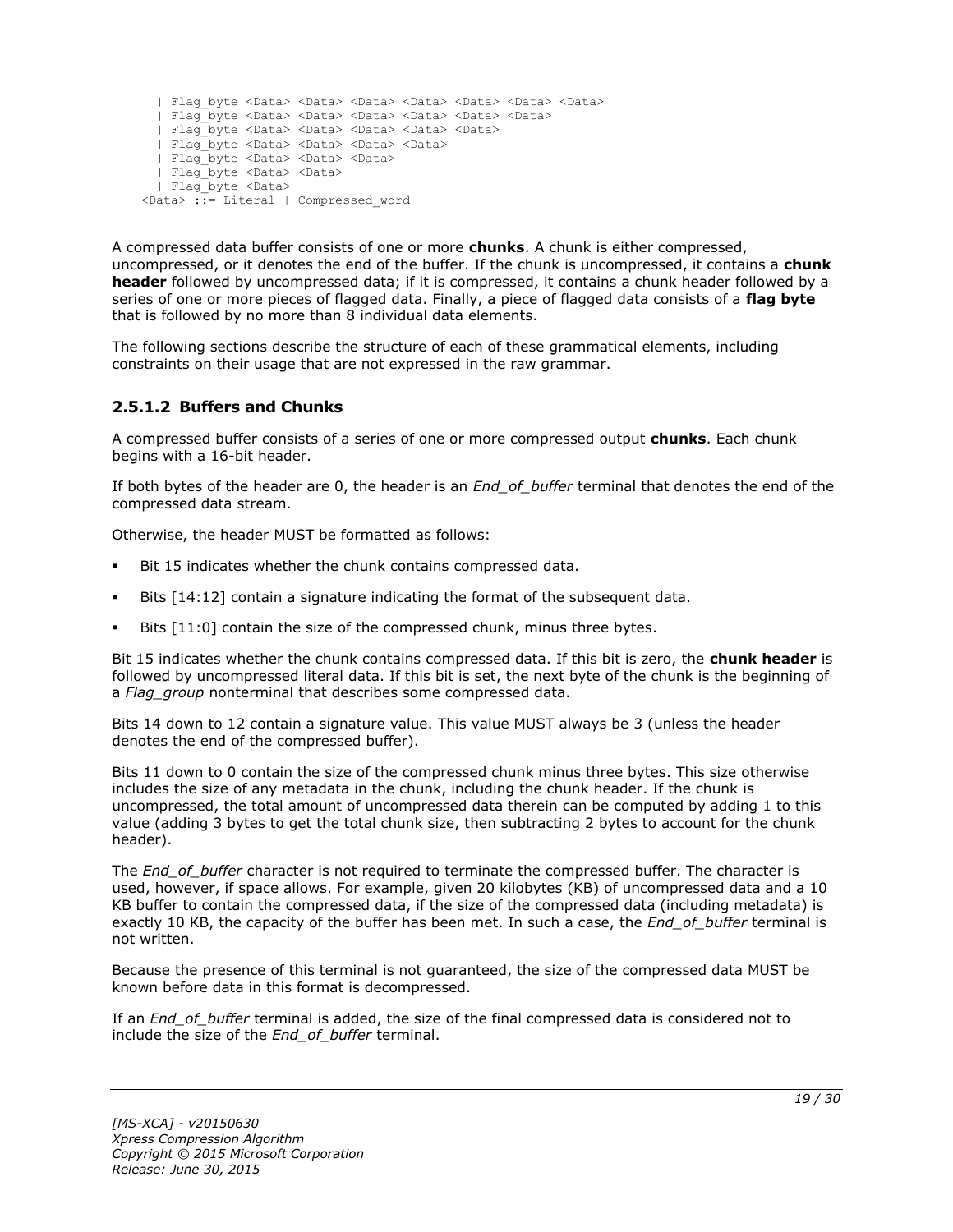```
  | Flag_byte <Data> <Data> <Data> <Data> <Data> <Data> <Data>
  | Flag_byte <Data> <Data> <Data> <Data> <Data> <Data>
  | Flag_byte <Data> <Data> <Data> <Data> <Data>
  | Flag_byte <Data> <Data> <Data> <Data>
  | Flag_byte <Data> <Data> <Data>
  | Flag_byte <Data> <Data>
  | Flag_byte <Data>
<Data> ::= Literal | Compressed_word
```

A compressed data buffer consists of one or more **chunks**. A chunk is either compressed, uncompressed, or it denotes the end of the buffer. If the chunk is uncompressed, it contains a **chunk header** followed by uncompressed data; if it is compressed, it contains a chunk header followed by a series of one or more pieces of flagged data. Finally, a piece of flagged data consists of a **flag byte** that is followed by no more than 8 individual data elements.

The following sections describe the structure of each of these grammatical elements, including constraints on their usage that are not expressed in the raw grammar.

### 2.5.1.2 Buffers and Chunks

A compressed buffer consists of a series of one or more compressed output **chunks**. Each chunk begins with a 16-bit header.

If both bytes of the header are 0, the header is an *End_of_buffer* terminal that denotes the end of the compressed data stream.

Otherwise, the header MUST be formatted as follows:

- Bit 15 indicates whether the chunk contains compressed data.
- Bits [14:12] contain a signature indicating the format of the subsequent data.
- Bits [11:0] contain the size of the compressed chunk, minus three bytes.

Bit 15 indicates whether the chunk contains compressed data. If this bit is zero, the **chunk header** is followed by uncompressed literal data. If this bit is set, the next byte of the chunk is the beginning of a *Flag_group* nonterminal that describes some compressed data.

Bits 14 down to 12 contain a signature value. This value MUST always be 3 (unless the header denotes the end of the compressed buffer).

Bits 11 down to 0 contain the size of the compressed chunk minus three bytes. This size otherwise includes the size of any metadata in the chunk, including the chunk header. If the chunk is uncompressed, the total amount of uncompressed data therein can be computed by adding 1 to this value (adding 3 bytes to get the total chunk size, then subtracting 2 bytes to account for the chunk header).

The *End_of_buffer* character is not required to terminate the compressed buffer. The character is used, however, if space allows. For example, given 20 kilobytes (KB) of uncompressed data and a 10 KB buffer to contain the compressed data, if the size of the compressed data (including metadata) is exactly 10 KB, the capacity of the buffer has been met. In such a case, the *End_of_buffer* terminal is not written.

Because the presence of this terminal is not guaranteed, the size of the compressed data MUST be known before data in this format is decompressed.

If an *End_of_buffer* terminal is added, the size of the final compressed data is considered not to include the size of the *End_of_buffer* terminal.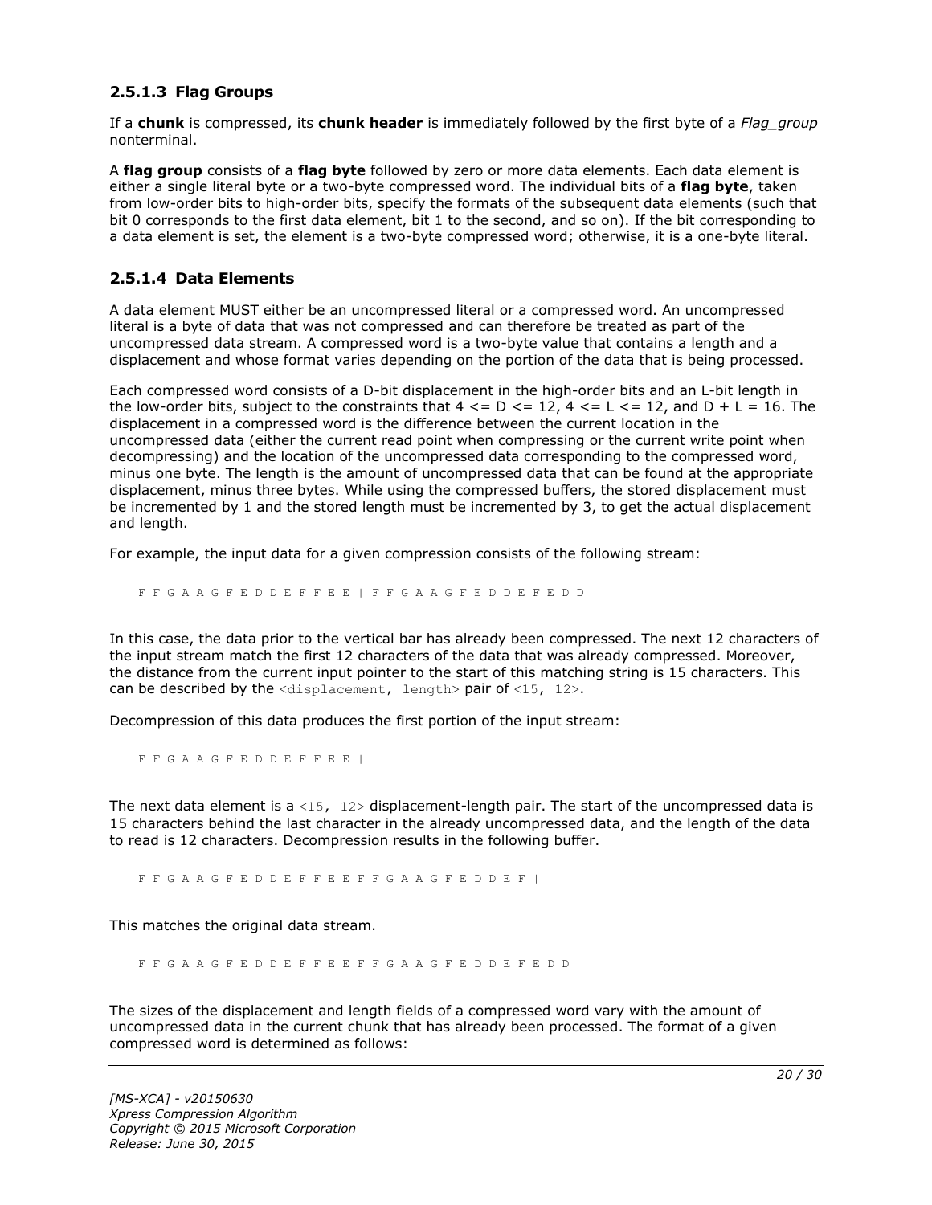### 2.5.1.3 Flag Groups

If a **chunk** is compressed, its **chunk header** is immediately followed by the first byte of a *Flag_group* nonterminal.

A **flag group** consists of a **flag byte** followed by zero or more data elements. Each data element is either a single literal byte or a two-byte compressed word. The individual bits of a **flag byte**, taken from low-order bits to high-order bits, specify the formats of the subsequent data elements (such that bit 0 corresponds to the first data element, bit 1 to the second, and so on). If the bit corresponding to a data element is set, the element is a two-byte compressed word; otherwise, it is a one-byte literal.

### 2.5.1.4 Data Elements

A data element MUST either be an uncompressed literal or a compressed word. An uncompressed literal is a byte of data that was not compressed and can therefore be treated as part of the uncompressed data stream. A compressed word is a two-byte value that contains a length and a displacement and whose format varies depending on the portion of the data that is being processed.

Each compressed word consists of a D-bit displacement in the high-order bits and an L-bit length in the low-order bits, subject to the constraints that 4 <= D <= 12, 4 <= L <= 12, and D + L = 16. The displacement in a compressed word is the difference between the current location in the uncompressed data (either the current read point when compressing or the current write point when decompressing) and the location of the uncompressed data corresponding to the compressed word, minus one byte. The length is the amount of uncompressed data that can be found at the appropriate displacement, minus three bytes. While using the compressed buffers, the stored displacement must be incremented by 1 and the stored length must be incremented by 3, to get the actual displacement and length.

For example, the input data for a given compression consists of the following stream:

```
F F G A A G F E D D E F F E E | F F G A A G F E D D E F E D D
```

In this case, the data prior to the vertical bar has already been compressed. The next 12 characters of the input stream match the first 12 characters of the data that was already compressed. Moreover, the distance from the current input pointer to the start of this matching string is 15 characters. This can be described by the `<displacement, length>` pair of `<15, 12>`.

Decompression of this data produces the first portion of the input stream:

```
F F G A A G F E D D E F F E E |
```

The next data element is a `<15, 12>` displacement-length pair. The start of the uncompressed data is 15 characters behind the last character in the already uncompressed data, and the length of the data to read is 12 characters. Decompression results in the following buffer.

```
F F G A A G F E D D E F F E E F F G A A G F E D D E F |
```

This matches the original data stream.

```
F F G A A G F E D D E F F E E F F G A A G F E D D E F E D D
```

The sizes of the displacement and length fields of a compressed word vary with the amount of uncompressed data in the current chunk that has already been processed. The format of a given compressed word is determined as follows: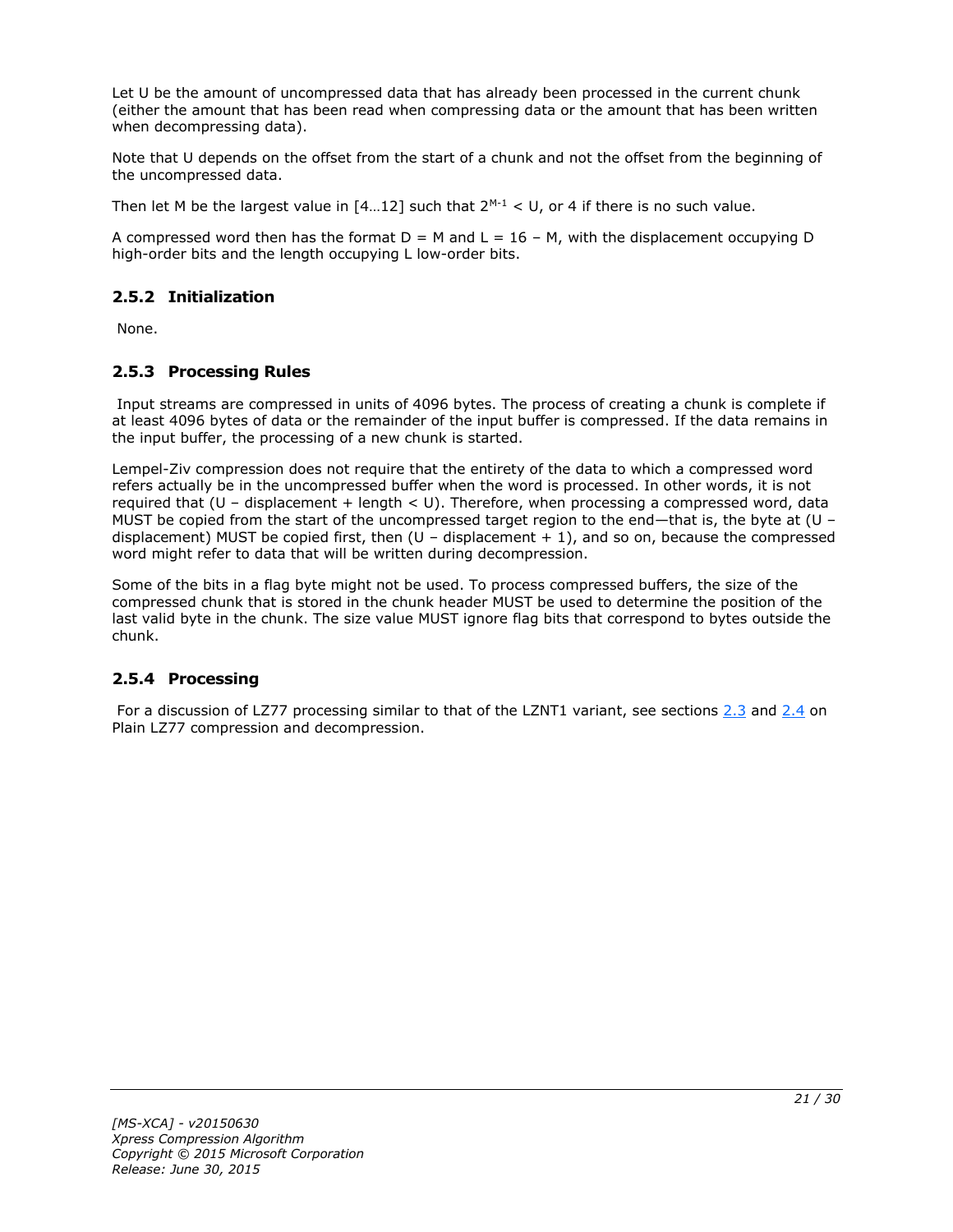Let U be the amount of uncompressed data that has already been processed in the current chunk (either the amount that has been read when compressing data or the amount that has been written when decompressing data).

Note that U depends on the offset from the start of a chunk and not the offset from the beginning of the uncompressed data.

Then let M be the largest value in [4…12] such that $2^{M-1} < U$, or 4 if there is no such value.

A compressed word then has the format $D = M$ and $L = 16 - M$, with the displacement occupying D high-order bits and the length occupying L low-order bits.

### 2.5.2 Initialization

None.

### 2.5.3 Processing Rules

Input streams are compressed in units of 4096 bytes. The process of creating a chunk is complete if at least 4096 bytes of data or the remainder of the input buffer is compressed. If the data remains in the input buffer, the processing of a new chunk is started.

Lempel-Ziv compression does not require that the entirety of the data to which a compressed word refers actually be in the uncompressed buffer when the word is processed. In other words, it is not required that (U – displacement + length < U). Therefore, when processing a compressed word, data MUST be copied from the start of the uncompressed target region to the end—that is, the byte at (U – displacement) MUST be copied first, then (U – displacement + 1), and so on, because the compressed word might refer to data that will be written during decompression.

Some of the bits in a flag byte might not be used. To process compressed buffers, the size of the compressed chunk that is stored in the chunk header MUST be used to determine the position of the last valid byte in the chunk. The size value MUST ignore flag bits that correspond to bytes outside the chunk.

### 2.5.4 Processing

For a discussion of LZ77 processing similar to that of the LZNT1 variant, see sections 2.3 and 2.4 on Plain LZ77 compression and decompression.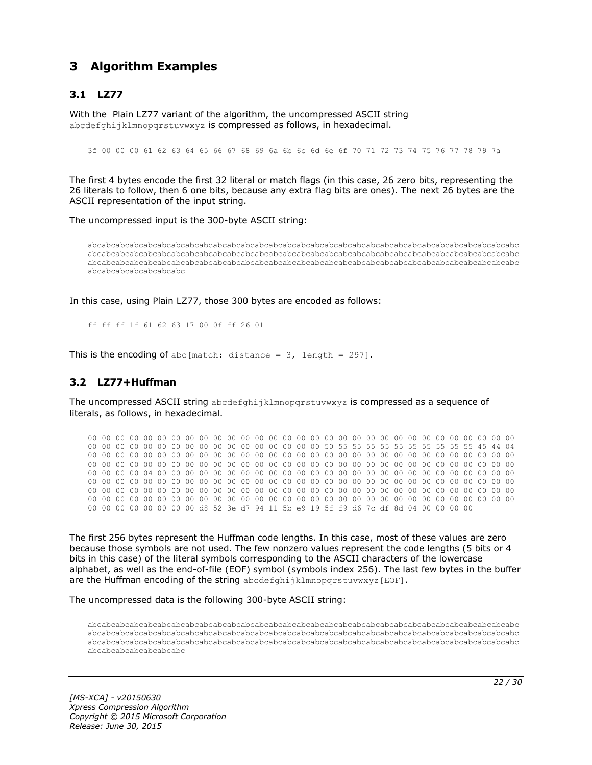# 3 Algorithm Examples

## 3.1 LZ77

With the Plain LZ77 variant of the algorithm, the uncompressed ASCII string abcdefghijklmnopqrstuvwxyz is compressed as follows, in hexadecimal.

```
3f 00 00 00 61 62 63 64 65 66 67 68 69 6a 6b 6c 6d 6e 6f 70 71 72 73 74 75 76 77 78 79 7a
```

The first 4 bytes encode the first 32 literal or match flags (in this case, 26 zero bits, representing the 26 literals to follow, then 6 one bits, because any extra flag bits are ones). The next 26 bytes are the ASCII representation of the input string.

The uncompressed input is the 300-byte ASCII string:

```
abcabcabcabcabcabcabcabcabcabcabcabcabcabcabcabcabcabcabcabcabcabcabcabcabcabcabcabcabcabcabcabcabcabc
abcabcabcabcabcabcabcabcabcabcabcabcabcabcabcabcabcabcabcabcabcabcabcabcabcabcabcabcabcabcabcabcabcabc
abcabcabcabcabcabcabcabcabcabcabcabcabcabcabcabcabcabcabcabcabcabcabcabcabcabcabcabcabcabcabcabcabcabc
abcabcabcabcabcabcabc
```

In this case, using Plain LZ77, those 300 bytes are encoded as follows:

```
ff ff ff 1f 61 62 63 17 00 0f ff 26 01
```

This is the encoding of abc[match: distance = 3, length = 297].

## 3.2 LZ77+Huffman

The uncompressed ASCII string abcdefghijklmnopqrstuvwxyz is compressed as a sequence of literals, as follows, in hexadecimal.

```
00 00 00 00 00 00 00 00 00 00 00 00 00 00 00 00 00 00 00 00 00 00 00 00 00 00 00 00 00 00 00 00
00 00 00 00 00 00 00 00 00 00 00 00 00 00 00 00 00 50 55 55 55 55 55 55 55 55 55 55 45 44 04
00 00 00 00 00 00 00 00 00 00 00 00 00 00 00 00 00 00 00 00 00 00 00 00 00 00 00 00 00 00 00 00
00 00 00 00 00 00 00 00 00 00 00 00 00 00 00 00 00 00 00 00 00 00 00 00 00 00 00 00 00 00 00 00
00 00 00 00 04 00 00 00 00 00 00 00 00 00 00 00 00 00 00 00 00 00 00 00 00 00 00 00 00 00 00 00
00 00 00 00 00 00 00 00 00 00 00 00 00 00 00 00 00 00 00 00 00 00 00 00 00 00 00 00 00 00 00 00
00 00 00 00 00 00 00 00 00 00 00 00 00 00 00 00 00 00 00 00 00 00 00 00 00 00 00 00 00 00 00 00
00 00 00 00 00 00 00 00 00 00 00 00 00 00 00 00 00 00 00 00 00 00 00 00 00 00 00 00 00 00 00 00
00 00 00 00 00 00 00 00 d8 52 3e d7 94 11 5b e9 19 5f f9 d6 7c df 8d 04 00 00 00 00
```

The first 256 bytes represent the Huffman code lengths. In this case, most of these values are zero because those symbols are not used. The few nonzero values represent the code lengths (5 bits or 4 bits in this case) of the literal symbols corresponding to the ASCII characters of the lowercase alphabet, as well as the end-of-file (EOF) symbol (symbols index 256). The last few bytes in the buffer are the Huffman encoding of the string abcdefghijklmnopqrstuvwxyz[EOF].

The uncompressed data is the following 300-byte ASCII string:

```
abcabcabcabcabcabcabcabcabcabcabcabcabcabcabcabcabcabcabcabcabcabcabcabcabcabcabcabcabcabcabcabcabcabc
abcabcabcabcabcabcabcabcabcabcabcabcabcabcabcabcabcabcabcabcabcabcabcabcabcabcabcabcabcabcabcabcabcabc
abcabcabcabcabcabcabcabcabcabcabcabcabcabcabcabcabcabcabcabcabcabcabcabcabcabcabcabcabcabcabcabcabcabc
abcabcabcabcabcabcabc
```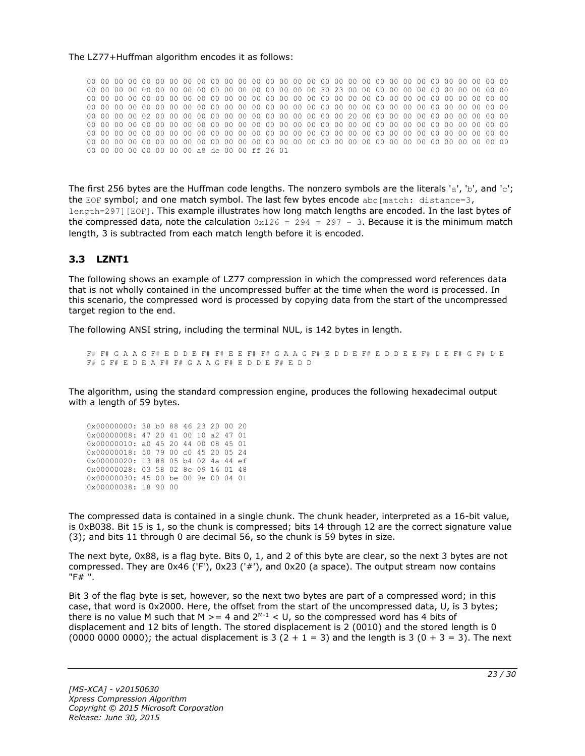The LZ77+Huffman algorithm encodes it as follows:

```
00 00 00 00 00 00 00 00 00 00 00 00 00 00 00 00 00 00 00 00 00 00 00 00 00 00 00 00 00 00 00 00
00 00 00 00 00 00 00 00 00 00 00 00 00 00 00 00 30 23 00 00 00 00 00 00 00 00 00 00 00 00 00 00
00 00 00 00 00 00 00 00 00 00 00 00 00 00 00 00 00 00 00 00 00 00 00 00 00 00 00 00 00 00 00 00
00 00 00 00 00 00 00 00 00 00 00 00 00 00 00 00 00 00 00 00 00 00 00 00 00 00 00 00 00 00 00 00
00 00 00 00 02 00 00 00 00 00 00 00 00 00 00 00 00 00 00 00 20 00 00 00 00 00 00 00 00 00 00 00
00 00 00 00 00 00 00 00 00 00 00 00 00 00 00 00 00 00 00 00 00 00 00 00 00 00 00 00 00 00 00 00
00 00 00 00 00 00 00 00 00 00 00 00 00 00 00 00 00 00 00 00 00 00 00 00 00 00 00 00 00 00 00 00
00 00 00 00 00 00 00 00 00 00 00 00 00 00 00 00 00 00 00 00 00 00 00 00 00 00 00 00 00 00 00 00
00 00 00 00 00 00 00 00 a8 dc 00 00 ff 26 01
```

The first 256 bytes are the Huffman code lengths. The nonzero symbols are the literals 'a', 'b', and 'c'; the EOF symbol; and one match symbol. The last few bytes encode abc[match: distance=3, length=297][EOF]. This example illustrates how long match lengths are encoded. In the last bytes of the compressed data, note the calculation 0x126 = 294 = 297 - 3. Because it is the minimum match length, 3 is subtracted from each match length before it is encoded.

## 3.3 LZNT1

The following shows an example of LZ77 compression in which the compressed word references data that is not wholly contained in the uncompressed buffer at the time when the word is processed. In this scenario, the compressed word is processed by copying data from the start of the uncompressed target region to the end.

The following ANSI string, including the terminal NUL, is 142 bytes in length.

```
F# F# G A A G F# E D D E F# F# E E F# F# G A A G F# E D D E F# E D D E E F# D E F# G F# D E
F# G F# E D E A F# F# G A A G F# E D D E F# E D D
```

The algorithm, using the standard compression engine, produces the following hexadecimal output with a length of 59 bytes.

```
0x00000000: 38 b0 88 46 23 20 00 20
0x00000008: 47 20 41 00 10 a2 47 01
0x00000010: a0 45 20 44 00 08 45 01
0x00000018: 50 79 00 c0 45 20 05 24
0x00000020: 13 88 05 b4 02 4a 44 ef
0x00000028: 03 58 02 8c 09 16 01 48
0x00000030: 45 00 be 00 9e 00 04 01
0x00000038: 18 90 00
```

The compressed data is contained in a single chunk. The chunk header, interpreted as a 16-bit value, is 0xB038. Bit 15 is 1, so the chunk is compressed; bits 14 through 12 are the correct signature value (3); and bits 11 through 0 are decimal 56, so the chunk is 59 bytes in size.

The next byte, 0x88, is a flag byte. Bits 0, 1, and 2 of this byte are clear, so the next 3 bytes are not compressed. They are 0x46 ('F'), 0x23 ('#'), and 0x20 (a space). The output stream now contains "F# ".

Bit 3 of the flag byte is set, however, so the next two bytes are part of a compressed word; in this case, that word is 0x2000. Here, the offset from the start of the uncompressed data, U, is 3 bytes; there is no value M such that M >= 4 and $2^{M-1}$ < U, so the compressed word has 4 bits of displacement and 12 bits of length. The stored displacement is 2 (0010) and the stored length is 0 (0000 0000 0000); the actual displacement is 3 (2 + 1 = 3) and the length is 3 (0 + 3 = 3). The next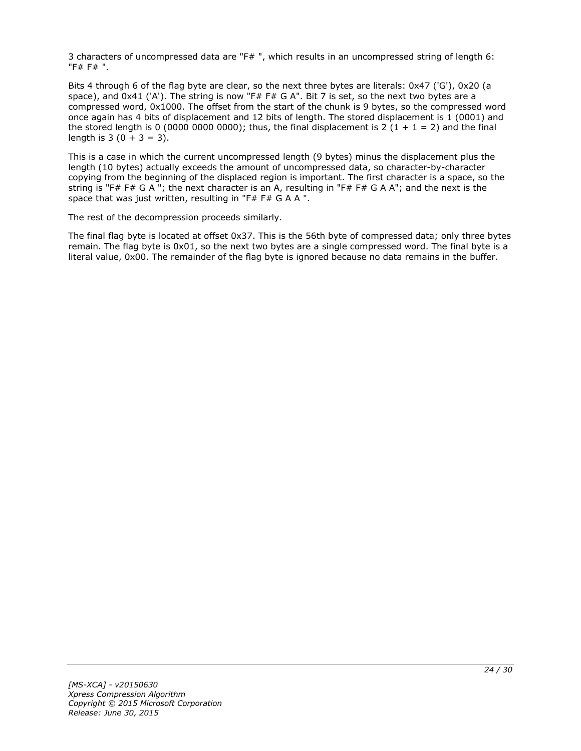3 characters of uncompressed data are "F# ", which results in an uncompressed string of length 6: "F# F# ".

Bits 4 through 6 of the flag byte are clear, so the next three bytes are literals: 0x47 ('G'), 0x20 (a space), and 0x41 ('A'). The string is now "F# F# G A". Bit 7 is set, so the next two bytes are a compressed word, 0x1000. The offset from the start of the chunk is 9 bytes, so the compressed word once again has 4 bits of displacement and 12 bits of length. The stored displacement is 1 (0001) and the stored length is 0 (0000 0000 0000); thus, the final displacement is 2 (1 + 1 = 2) and the final length is 3 (0 + 3 = 3).

This is a case in which the current uncompressed length (9 bytes) minus the displacement plus the length (10 bytes) actually exceeds the amount of uncompressed data, so character-by-character copying from the beginning of the displaced region is important. The first character is a space, so the string is "F# F# G A "; the next character is an A, resulting in "F# F# G A A"; and the next is the space that was just written, resulting in "F# F# G A A ".

The rest of the decompression proceeds similarly.

The final flag byte is located at offset 0x37. This is the 56th byte of compressed data; only three bytes remain. The flag byte is 0x01, so the next two bytes are a single compressed word. The final byte is a literal value, 0x00. The remainder of the flag byte is ignored because no data remains in the buffer.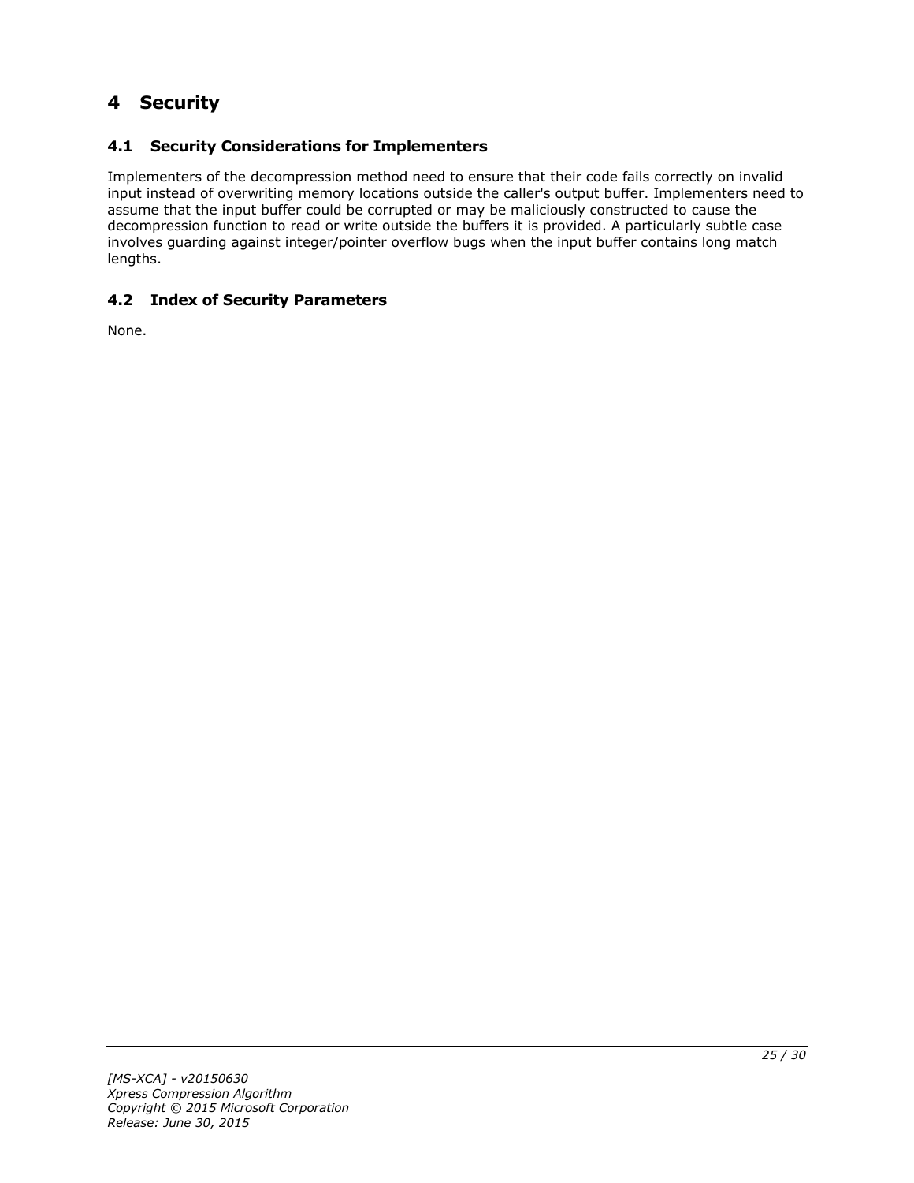# 4 Security

## 4.1 Security Considerations for Implementers

Implementers of the decompression method need to ensure that their code fails correctly on invalid input instead of overwriting memory locations outside the caller's output buffer. Implementers need to assume that the input buffer could be corrupted or may be maliciously constructed to cause the decompression function to read or write outside the buffers it is provided. A particularly subtle case involves guarding against integer/pointer overflow bugs when the input buffer contains long match lengths.

## 4.2 Index of Security Parameters

None.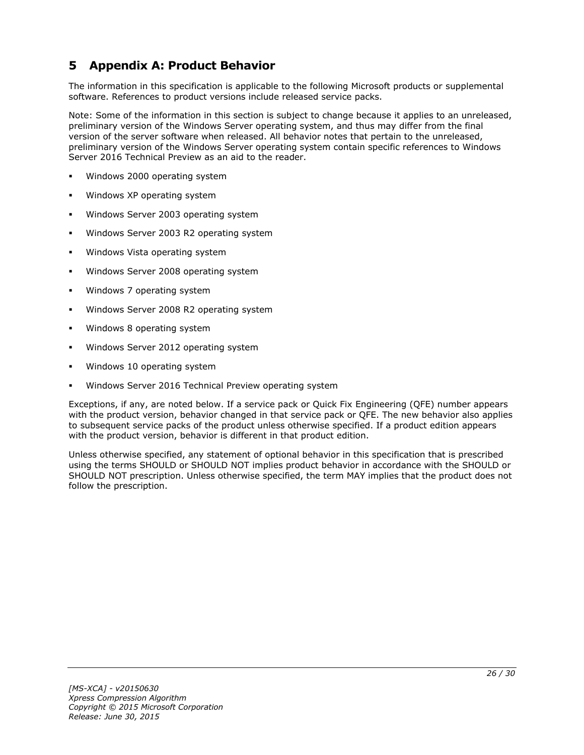# 5 Appendix A: Product Behavior

The information in this specification is applicable to the following Microsoft products or supplemental software. References to product versions include released service packs.

Note: Some of the information in this section is subject to change because it applies to an unreleased, preliminary version of the Windows Server operating system, and thus may differ from the final version of the server software when released. All behavior notes that pertain to the unreleased, preliminary version of the Windows Server operating system contain specific references to Windows Server 2016 Technical Preview as an aid to the reader.

- Windows 2000 operating system
- Windows XP operating system
- Windows Server 2003 operating system
- Windows Server 2003 R2 operating system
- Windows Vista operating system
- Windows Server 2008 operating system
- Windows 7 operating system
- Windows Server 2008 R2 operating system
- Windows 8 operating system
- Windows Server 2012 operating system
- Windows 10 operating system
- Windows Server 2016 Technical Preview operating system

Exceptions, if any, are noted below. If a service pack or Quick Fix Engineering (QFE) number appears with the product version, behavior changed in that service pack or QFE. The new behavior also applies to subsequent service packs of the product unless otherwise specified. If a product edition appears with the product version, behavior is different in that product edition.

Unless otherwise specified, any statement of optional behavior in this specification that is prescribed using the terms SHOULD or SHOULD NOT implies product behavior in accordance with the SHOULD or SHOULD NOT prescription. Unless otherwise specified, the term MAY implies that the product does not follow the prescription.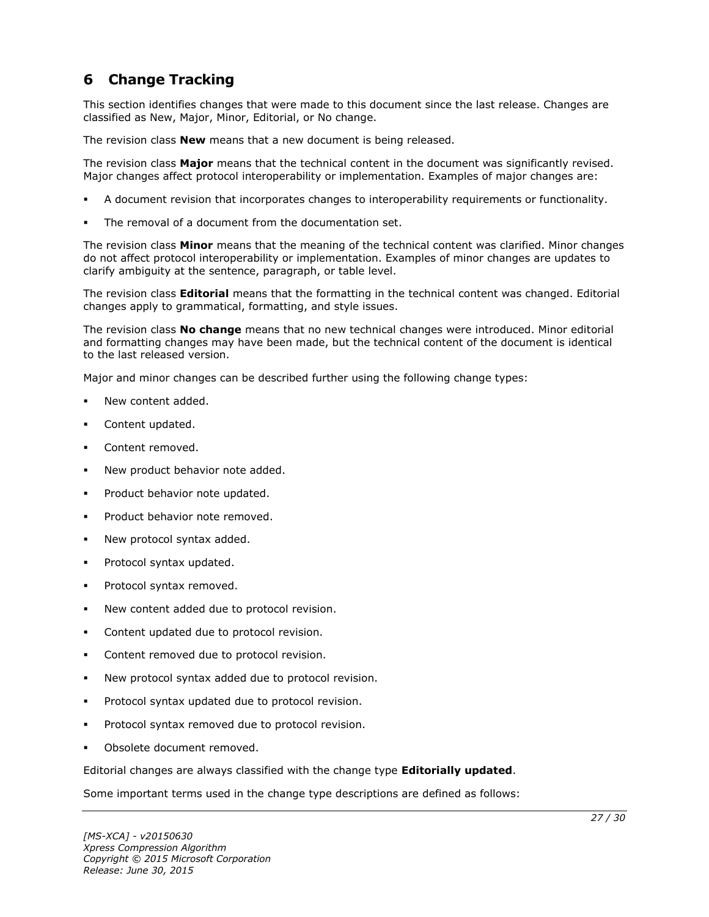# 6 Change Tracking

This section identifies changes that were made to this document since the last release. Changes are classified as New, Major, Minor, Editorial, or No change.

The revision class **New** means that a new document is being released.

The revision class **Major** means that the technical content in the document was significantly revised. Major changes affect protocol interoperability or implementation. Examples of major changes are:

- A document revision that incorporates changes to interoperability requirements or functionality.
- The removal of a document from the documentation set.

The revision class **Minor** means that the meaning of the technical content was clarified. Minor changes do not affect protocol interoperability or implementation. Examples of minor changes are updates to clarify ambiguity at the sentence, paragraph, or table level.

The revision class **Editorial** means that the formatting in the technical content was changed. Editorial changes apply to grammatical, formatting, and style issues.

The revision class **No change** means that no new technical changes were introduced. Minor editorial and formatting changes may have been made, but the technical content of the document is identical to the last released version.

Major and minor changes can be described further using the following change types:

- New content added.
- Content updated.
- Content removed.
- New product behavior note added.
- Product behavior note updated.
- Product behavior note removed.
- New protocol syntax added.
- Protocol syntax updated.
- Protocol syntax removed.
- New content added due to protocol revision.
- Content updated due to protocol revision.
- Content removed due to protocol revision.
- New protocol syntax added due to protocol revision.
- Protocol syntax updated due to protocol revision.
- Protocol syntax removed due to protocol revision.
- Obsolete document removed.

Editorial changes are always classified with the change type **Editorially updated**.

Some important terms used in the change type descriptions are defined as follows: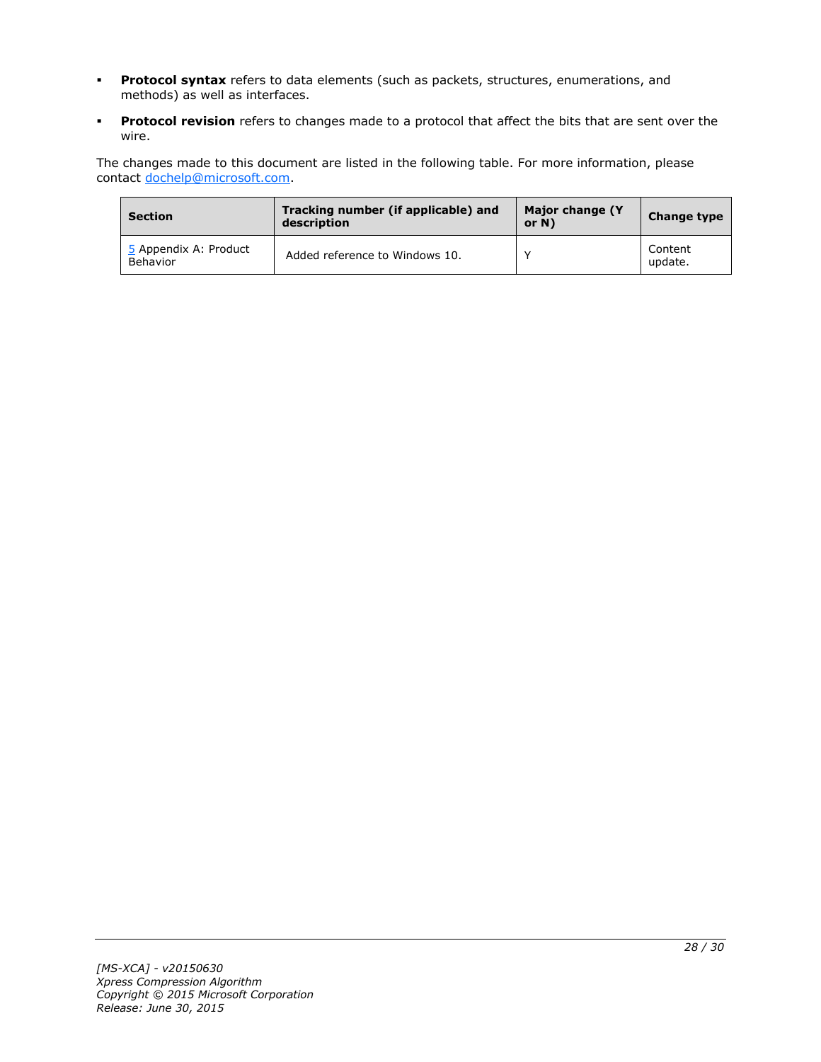- **Protocol syntax** refers to data elements (such as packets, structures, enumerations, and methods) as well as interfaces.
- **Protocol revision** refers to changes made to a protocol that affect the bits that are sent over the wire.

The changes made to this document are listed in the following table. For more information, please contact dochelp@microsoft.com.

| Section | Tracking number (if applicable) and description | Major change (Y or N) | Change type |
|---|---|---|---|
| 5 Appendix A: Product Behavior | Added reference to Windows 10. | Y | Content update. |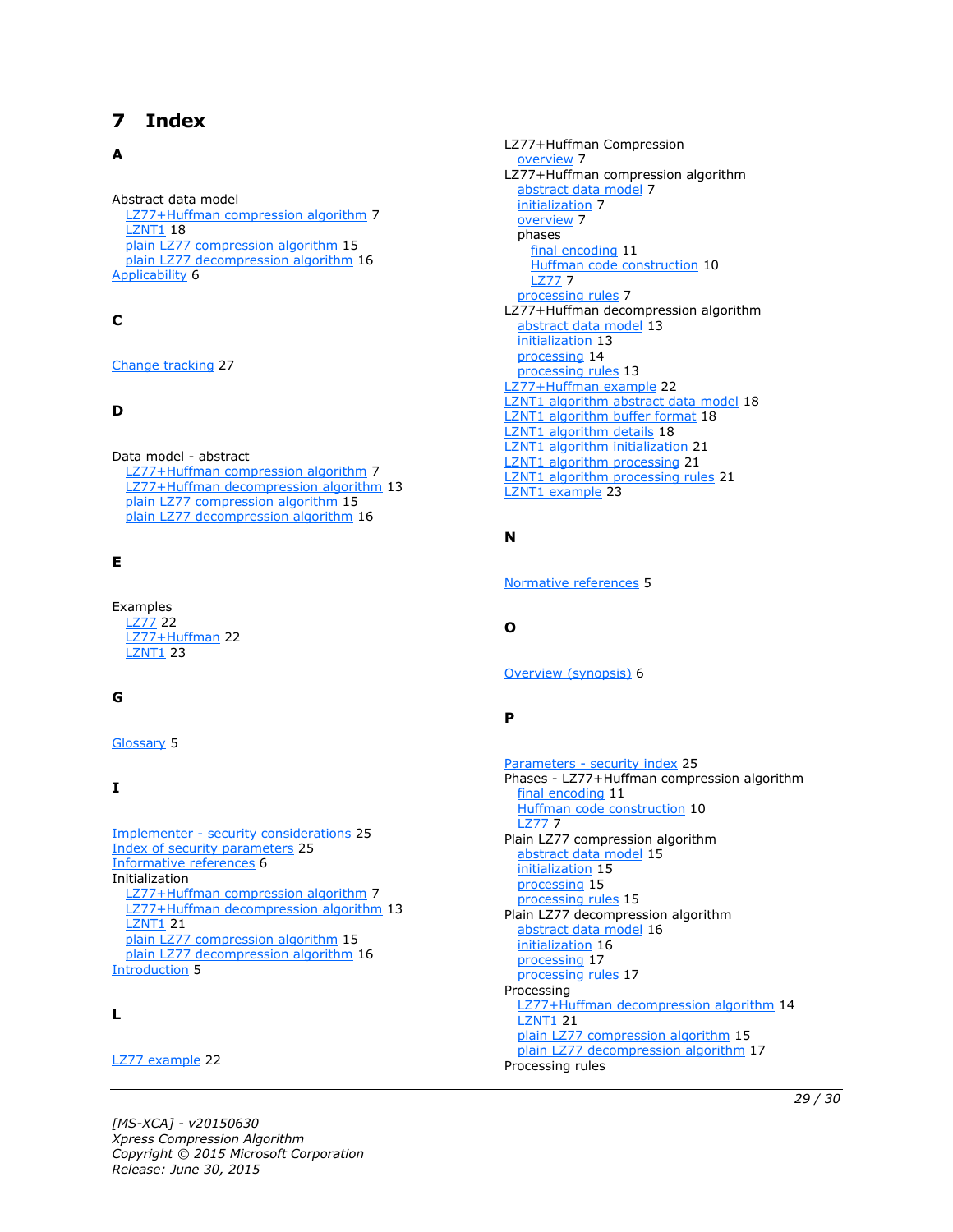# 7 Index

## A

Abstract data model
- LZ77+Huffman compression algorithm 7
- LZNT1 18
- plain LZ77 compression algorithm 15
- plain LZ77 decompression algorithm 16

Applicability 6

## C

Change tracking 27

## D

Data model - abstract
- LZ77+Huffman compression algorithm 7
- LZ77+Huffman decompression algorithm 13
- plain LZ77 compression algorithm 15
- plain LZ77 decompression algorithm 16

## E

Examples
- LZ77 22
- LZ77+Huffman 22
- LZNT1 23

## G

Glossary 5

## I

Implementer - security considerations 25
Index of security parameters 25
Informative references 6
Initialization
- LZ77+Huffman compression algorithm 7
- LZ77+Huffman decompression algorithm 13
- LZNT1 21
- plain LZ77 compression algorithm 15
- plain LZ77 decompression algorithm 16

Introduction 5

## L

LZ77 example 22
LZ77+Huffman Compression
- overview 7

LZ77+Huffman compression algorithm
- abstract data model 7
- initialization 7
- overview 7
- phases
  - final encoding 11
  - Huffman code construction 10
  - LZ77 7
- processing rules 7

LZ77+Huffman decompression algorithm
- abstract data model 13
- initialization 13
- processing 14
- processing rules 13

LZ77+Huffman example 22
LZNT1 algorithm abstract data model 18
LZNT1 algorithm buffer format 18
LZNT1 algorithm details 18
LZNT1 algorithm initialization 21
LZNT1 algorithm processing 21
LZNT1 algorithm processing rules 21
LZNT1 example 23

## N

Normative references 5

## O

Overview (synopsis) 6

## P

Parameters - security index 25
Phases - LZ77+Huffman compression algorithm
- final encoding 11
- Huffman code construction 10
- LZ77 7

Plain LZ77 compression algorithm
- abstract data model 15
- initialization 15
- processing 15
- processing rules 15

Plain LZ77 decompression algorithm
- abstract data model 16
- initialization 16
- processing 17
- processing rules 17

Processing
- LZ77+Huffman decompression algorithm 14
- LZNT1 21
- plain LZ77 compression algorithm 15
- plain LZ77 decompression algorithm 17

Processing rules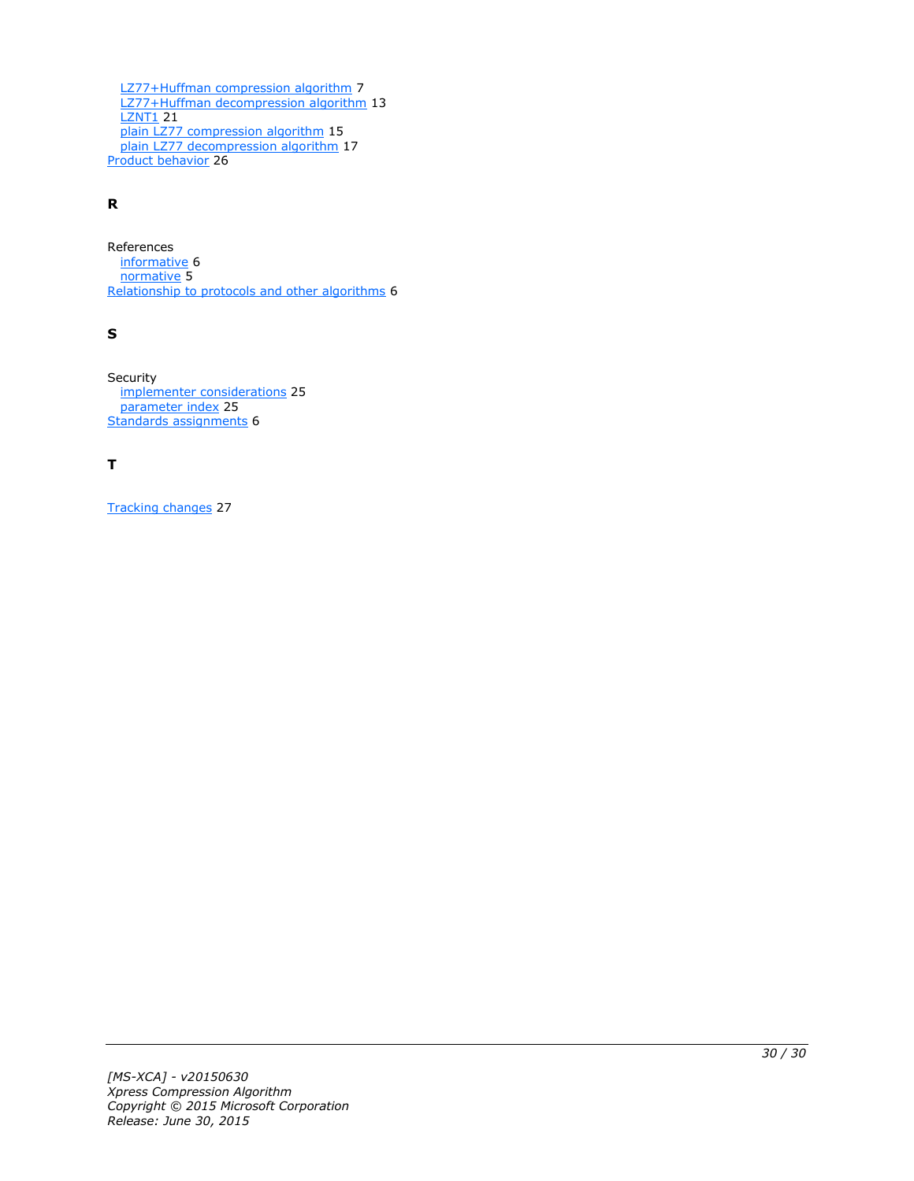LZ77+Huffman compression algorithm 7
  LZ77+Huffman decompression algorithm 13
  LZNT1 21
  plain LZ77 compression algorithm 15
  plain LZ77 decompression algorithm 17
Product behavior 26

**R**

References
  informative 6
  normative 5
Relationship to protocols and other algorithms 6

**S**

Security
  implementer considerations 25
  parameter index 25
Standards assignments 6

**T**

Tracking changes 27